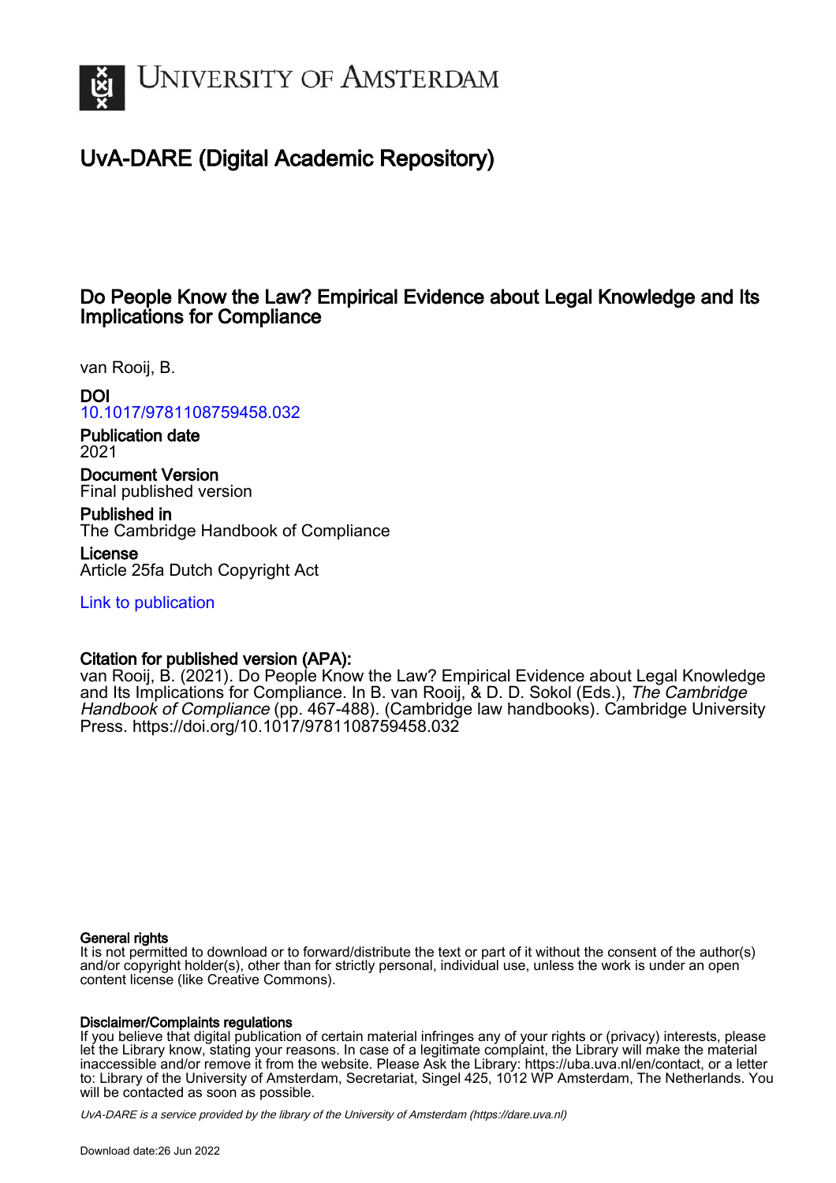# UNIVERSITY OF AMSTERDAM

## UvA-DARE (Digital Academic Repository)

### Do People Know the Law? Empirical Evidence about Legal Knowledge and Its Implications for Compliance

van Rooij, B.

**DOI**
10.1017/9781108759458.032

**Publication date**
2021

**Document Version**
Final published version

**Published in**
The Cambridge Handbook of Compliance

**License**
Article 25fa Dutch Copyright Act

Link to publication

**Citation for published version (APA):**
van Rooij, B. (2021). Do People Know the Law? Empirical Evidence about Legal Knowledge and Its Implications for Compliance. In B. van Rooij, & D. D. Sokol (Eds.), *The Cambridge Handbook of Compliance* (pp. 467-488). (Cambridge law handbooks). Cambridge University Press. https://doi.org/10.1017/9781108759458.032

**General rights**
It is not permitted to download or to forward/distribute the text or part of it without the consent of the author(s) and/or copyright holder(s), other than for strictly personal, individual use, unless the work is under an open content license (like Creative Commons).

**Disclaimer/Complaints regulations**
If you believe that digital publication of certain material infringes any of your rights or (privacy) interests, please let the Library know, stating your reasons. In case of a legitimate complaint, the Library will make the material inaccessible and/or remove it from the website. Please Ask the Library: https://uba.uva.nl/en/contact, or a letter to: Library of the University of Amsterdam, Secretariat, Singel 425, 1012 WP Amsterdam, The Netherlands. You will be contacted as soon as possible.

*UvA-DARE is a service provided by the library of the University of Amsterdam (https://dare.uva.nl)*

Download date:26 Jun 2022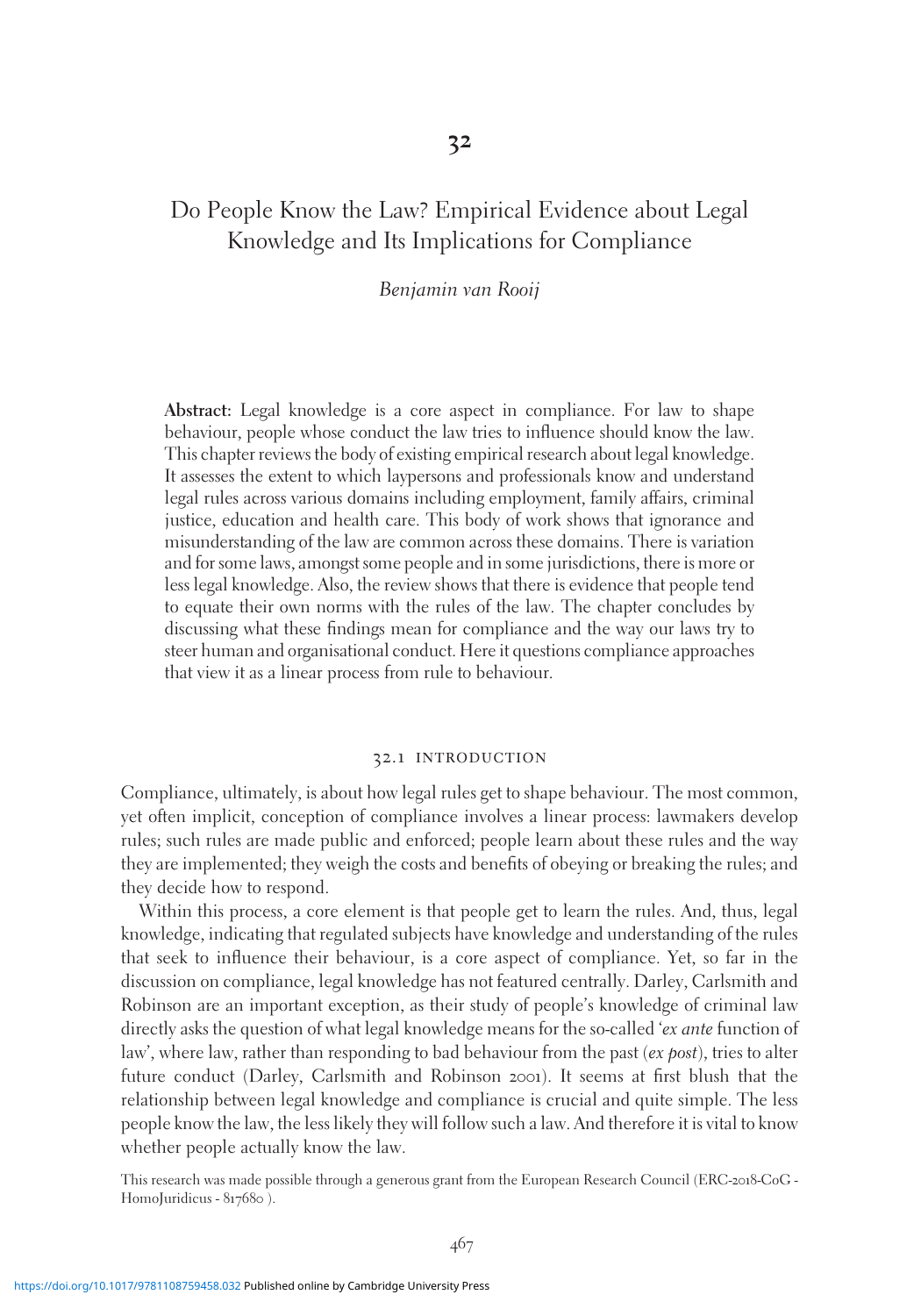# 32

# Do People Know the Law? Empirical Evidence about Legal Knowledge and Its Implications for Compliance

*Benjamin van Rooij*

**Abstract:** Legal knowledge is a core aspect in compliance. For law to shape behaviour, people whose conduct the law tries to influence should know the law. This chapter reviews the body of existing empirical research about legal knowledge. It assesses the extent to which laypersons and professionals know and understand legal rules across various domains including employment, family affairs, criminal justice, education and health care. This body of work shows that ignorance and misunderstanding of the law are common across these domains. There is variation and for some laws, amongst some people and in some jurisdictions, there is more or less legal knowledge. Also, the review shows that there is evidence that people tend to equate their own norms with the rules of the law. The chapter concludes by discussing what these findings mean for compliance and the way our laws try to steer human and organisational conduct. Here it questions compliance approaches that view it as a linear process from rule to behaviour.

## 32.1 INTRODUCTION

Compliance, ultimately, is about how legal rules get to shape behaviour. The most common, yet often implicit, conception of compliance involves a linear process: lawmakers develop rules; such rules are made public and enforced; people learn about these rules and the way they are implemented; they weigh the costs and benefits of obeying or breaking the rules; and they decide how to respond.

Within this process, a core element is that people get to learn the rules. And, thus, legal knowledge, indicating that regulated subjects have knowledge and understanding of the rules that seek to influence their behaviour, is a core aspect of compliance. Yet, so far in the discussion on compliance, legal knowledge has not featured centrally. Darley, Carlsmith and Robinson are an important exception, as their study of people's knowledge of criminal law directly asks the question of what legal knowledge means for the so-called '*ex ante* function of law', where law, rather than responding to bad behaviour from the past (*ex post*), tries to alter future conduct (Darley, Carlsmith and Robinson 2001). It seems at first blush that the relationship between legal knowledge and compliance is crucial and quite simple. The less people know the law, the less likely they will follow such a law. And therefore it is vital to know whether people actually know the law.

This research was made possible through a generous grant from the European Research Council (ERC-2018-CoG - HomoJuridicus - 817680 ).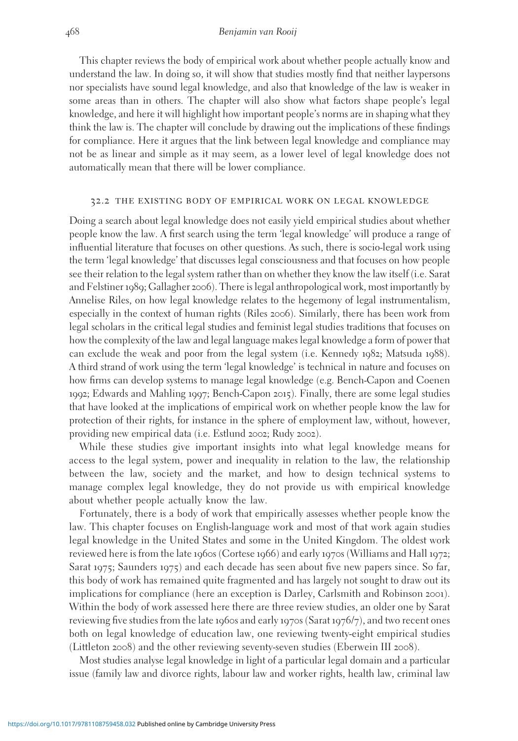This chapter reviews the body of empirical work about whether people actually know and understand the law. In doing so, it will show that studies mostly find that neither laypersons nor specialists have sound legal knowledge, and also that knowledge of the law is weaker in some areas than in others. The chapter will also show what factors shape people's legal knowledge, and here it will highlight how important people's norms are in shaping what they think the law is. The chapter will conclude by drawing out the implications of these findings for compliance. Here it argues that the link between legal knowledge and compliance may not be as linear and simple as it may seem, as a lower level of legal knowledge does not automatically mean that there will be lower compliance.

## 32.2 THE EXISTING BODY OF EMPIRICAL WORK ON LEGAL KNOWLEDGE

Doing a search about legal knowledge does not easily yield empirical studies about whether people know the law. A first search using the term 'legal knowledge' will produce a range of influential literature that focuses on other questions. As such, there is socio-legal work using the term 'legal knowledge' that discusses legal consciousness and that focuses on how people see their relation to the legal system rather than on whether they know the law itself (i.e. Sarat and Felstiner 1989; Gallagher 2006). There is legal anthropological work, most importantly by Annelise Riles, on how legal knowledge relates to the hegemony of legal instrumentalism, especially in the context of human rights (Riles 2006). Similarly, there has been work from legal scholars in the critical legal studies and feminist legal studies traditions that focuses on how the complexity of the law and legal language makes legal knowledge a form of power that can exclude the weak and poor from the legal system (i.e. Kennedy 1982; Matsuda 1988). A third strand of work using the term 'legal knowledge' is technical in nature and focuses on how firms can develop systems to manage legal knowledge (e.g. Bench-Capon and Coenen 1992; Edwards and Mahling 1997; Bench-Capon 2015). Finally, there are some legal studies that have looked at the implications of empirical work on whether people know the law for protection of their rights, for instance in the sphere of employment law, without, however, providing new empirical data (i.e. Estlund 2002; Rudy 2002).

While these studies give important insights into what legal knowledge means for access to the legal system, power and inequality in relation to the law, the relationship between the law, society and the market, and how to design technical systems to manage complex legal knowledge, they do not provide us with empirical knowledge about whether people actually know the law.

Fortunately, there is a body of work that empirically assesses whether people know the law. This chapter focuses on English-language work and most of that work again studies legal knowledge in the United States and some in the United Kingdom. The oldest work reviewed here is from the late 1960s (Cortese 1966) and early 1970s (Williams and Hall 1972; Sarat 1975; Saunders 1975) and each decade has seen about five new papers since. So far, this body of work has remained quite fragmented and has largely not sought to draw out its implications for compliance (here an exception is Darley, Carlsmith and Robinson 2001). Within the body of work assessed here there are three review studies, an older one by Sarat reviewing five studies from the late 1960s and early 1970s (Sarat 1976/7), and two recent ones both on legal knowledge of education law, one reviewing twenty-eight empirical studies (Littleton 2008) and the other reviewing seventy-seven studies (Eberwein III 2008).

Most studies analyse legal knowledge in light of a particular legal domain and a particular issue (family law and divorce rights, labour law and worker rights, health law, criminal law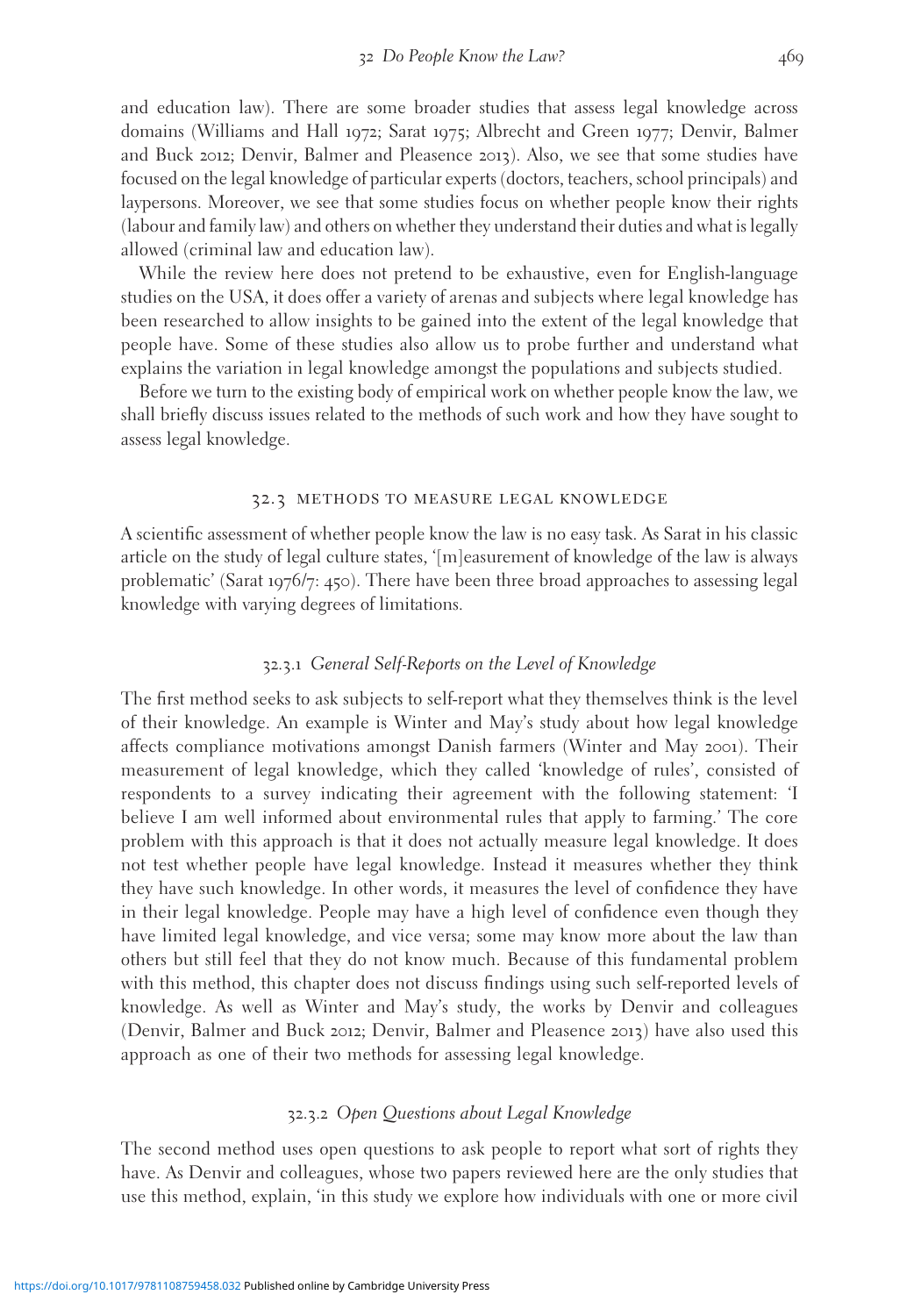and education law). There are some broader studies that assess legal knowledge across domains (Williams and Hall 1972; Sarat 1975; Albrecht and Green 1977; Denvir, Balmer and Buck 2012; Denvir, Balmer and Pleasence 2013). Also, we see that some studies have focused on the legal knowledge of particular experts (doctors, teachers, school principals) and laypersons. Moreover, we see that some studies focus on whether people know their rights (labour and family law) and others on whether they understand their duties and what is legally allowed (criminal law and education law).

While the review here does not pretend to be exhaustive, even for English-language studies on the USA, it does offer a variety of arenas and subjects where legal knowledge has been researched to allow insights to be gained into the extent of the legal knowledge that people have. Some of these studies also allow us to probe further and understand what explains the variation in legal knowledge amongst the populations and subjects studied.

Before we turn to the existing body of empirical work on whether people know the law, we shall briefly discuss issues related to the methods of such work and how they have sought to assess legal knowledge.

## 32.3 METHODS TO MEASURE LEGAL KNOWLEDGE

A scientific assessment of whether people know the law is no easy task. As Sarat in his classic article on the study of legal culture states, '[m]easurement of knowledge of the law is always problematic' (Sarat 1976/7: 450). There have been three broad approaches to assessing legal knowledge with varying degrees of limitations.

### 32.3.1 *General Self-Reports on the Level of Knowledge*

The first method seeks to ask subjects to self-report what they themselves think is the level of their knowledge. An example is Winter and May's study about how legal knowledge affects compliance motivations amongst Danish farmers (Winter and May 2001). Their measurement of legal knowledge, which they called 'knowledge of rules', consisted of respondents to a survey indicating their agreement with the following statement: 'I believe I am well informed about environmental rules that apply to farming.' The core problem with this approach is that it does not actually measure legal knowledge. It does not test whether people have legal knowledge. Instead it measures whether they think they have such knowledge. In other words, it measures the level of confidence they have in their legal knowledge. People may have a high level of confidence even though they have limited legal knowledge, and vice versa; some may know more about the law than others but still feel that they do not know much. Because of this fundamental problem with this method, this chapter does not discuss findings using such self-reported levels of knowledge. As well as Winter and May's study, the works by Denvir and colleagues (Denvir, Balmer and Buck 2012; Denvir, Balmer and Pleasence 2013) have also used this approach as one of their two methods for assessing legal knowledge.

### 32.3.2 *Open Questions about Legal Knowledge*

The second method uses open questions to ask people to report what sort of rights they have. As Denvir and colleagues, whose two papers reviewed here are the only studies that use this method, explain, 'in this study we explore how individuals with one or more civil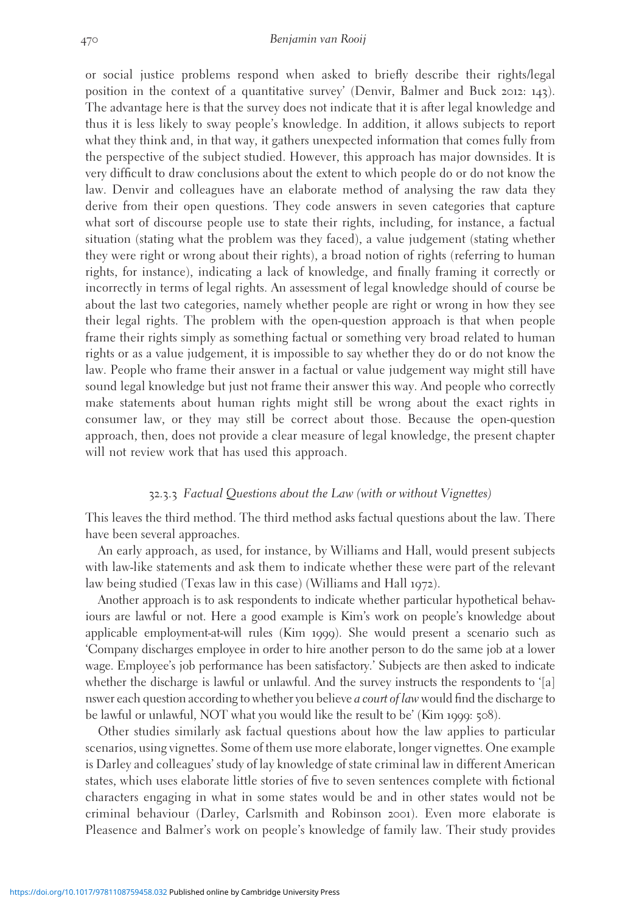or social justice problems respond when asked to briefly describe their rights/legal position in the context of a quantitative survey' (Denvir, Balmer and Buck 2012: 143). The advantage here is that the survey does not indicate that it is after legal knowledge and thus it is less likely to sway people's knowledge. In addition, it allows subjects to report what they think and, in that way, it gathers unexpected information that comes fully from the perspective of the subject studied. However, this approach has major downsides. It is very difficult to draw conclusions about the extent to which people do or do not know the law. Denvir and colleagues have an elaborate method of analysing the raw data they derive from their open questions. They code answers in seven categories that capture what sort of discourse people use to state their rights, including, for instance, a factual situation (stating what the problem was they faced), a value judgement (stating whether they were right or wrong about their rights), a broad notion of rights (referring to human rights, for instance), indicating a lack of knowledge, and finally framing it correctly or incorrectly in terms of legal rights. An assessment of legal knowledge should of course be about the last two categories, namely whether people are right or wrong in how they see their legal rights. The problem with the open-question approach is that when people frame their rights simply as something factual or something very broad related to human rights or as a value judgement, it is impossible to say whether they do or do not know the law. People who frame their answer in a factual or value judgement way might still have sound legal knowledge but just not frame their answer this way. And people who correctly make statements about human rights might still be wrong about the exact rights in consumer law, or they may still be correct about those. Because the open-question approach, then, does not provide a clear measure of legal knowledge, the present chapter will not review work that has used this approach.

### 32.3.3 *Factual Questions about the Law (with or without Vignettes)*

This leaves the third method. The third method asks factual questions about the law. There have been several approaches.

An early approach, as used, for instance, by Williams and Hall, would present subjects with law-like statements and ask them to indicate whether these were part of the relevant law being studied (Texas law in this case) (Williams and Hall 1972).

Another approach is to ask respondents to indicate whether particular hypothetical behaviours are lawful or not. Here a good example is Kim's work on people's knowledge about applicable employment-at-will rules (Kim 1999). She would present a scenario such as 'Company discharges employee in order to hire another person to do the same job at a lower wage. Employee's job performance has been satisfactory.' Subjects are then asked to indicate whether the discharge is lawful or unlawful. And the survey instructs the respondents to '[a]nswer each question according to whether you believe *a court of law* would find the discharge to be lawful or unlawful, NOT what you would like the result to be' (Kim 1999: 508).

Other studies similarly ask factual questions about how the law applies to particular scenarios, using vignettes. Some of them use more elaborate, longer vignettes. One example is Darley and colleagues' study of lay knowledge of state criminal law in different American states, which uses elaborate little stories of five to seven sentences complete with fictional characters engaging in what in some states would be and in other states would not be criminal behaviour (Darley, Carlsmith and Robinson 2001). Even more elaborate is Pleasence and Balmer's work on people's knowledge of family law. Their study provides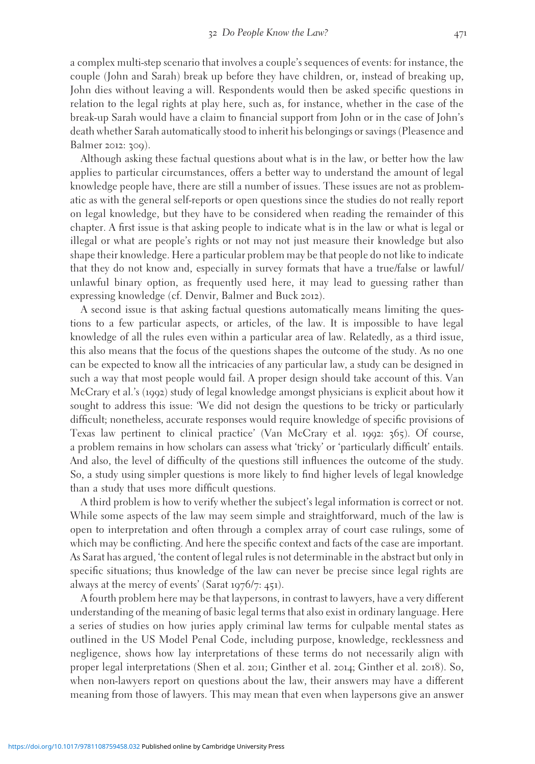a complex multi-step scenario that involves a couple's sequences of events: for instance, the couple (John and Sarah) break up before they have children, or, instead of breaking up, John dies without leaving a will. Respondents would then be asked specific questions in relation to the legal rights at play here, such as, for instance, whether in the case of the break-up Sarah would have a claim to financial support from John or in the case of John's death whether Sarah automatically stood to inherit his belongings or savings (Pleasence and Balmer 2012: 309).

Although asking these factual questions about what is in the law, or better how the law applies to particular circumstances, offers a better way to understand the amount of legal knowledge people have, there are still a number of issues. These issues are not as problematic as with the general self-reports or open questions since the studies do not really report on legal knowledge, but they have to be considered when reading the remainder of this chapter. A first issue is that asking people to indicate what is in the law or what is legal or illegal or what are people's rights or not may not just measure their knowledge but also shape their knowledge. Here a particular problem may be that people do not like to indicate that they do not know and, especially in survey formats that have a true/false or lawful/unlawful binary option, as frequently used here, it may lead to guessing rather than expressing knowledge (cf. Denvir, Balmer and Buck 2012).

A second issue is that asking factual questions automatically means limiting the questions to a few particular aspects, or articles, of the law. It is impossible to have legal knowledge of all the rules even within a particular area of law. Relatedly, as a third issue, this also means that the focus of the questions shapes the outcome of the study. As no one can be expected to know all the intricacies of any particular law, a study can be designed in such a way that most people would fail. A proper design should take account of this. Van McCrary et al.'s (1992) study of legal knowledge amongst physicians is explicit about how it sought to address this issue: 'We did not design the questions to be tricky or particularly difficult; nonetheless, accurate responses would require knowledge of specific provisions of Texas law pertinent to clinical practice' (Van McCrary et al. 1992: 365). Of course, a problem remains in how scholars can assess what 'tricky' or 'particularly difficult' entails. And also, the level of difficulty of the questions still influences the outcome of the study. So, a study using simpler questions is more likely to find higher levels of legal knowledge than a study that uses more difficult questions.

A third problem is how to verify whether the subject's legal information is correct or not. While some aspects of the law may seem simple and straightforward, much of the law is open to interpretation and often through a complex array of court case rulings, some of which may be conflicting. And here the specific context and facts of the case are important. As Sarat has argued, 'the content of legal rules is not determinable in the abstract but only in specific situations; thus knowledge of the law can never be precise since legal rights are always at the mercy of events' (Sarat 1976/7: 451).

A fourth problem here may be that laypersons, in contrast to lawyers, have a very different understanding of the meaning of basic legal terms that also exist in ordinary language. Here a series of studies on how juries apply criminal law terms for culpable mental states as outlined in the US Model Penal Code, including purpose, knowledge, recklessness and negligence, shows how lay interpretations of these terms do not necessarily align with proper legal interpretations (Shen et al. 2011; Ginther et al. 2014; Ginther et al. 2018). So, when non-lawyers report on questions about the law, their answers may have a different meaning from those of lawyers. This may mean that even when laypersons give an answer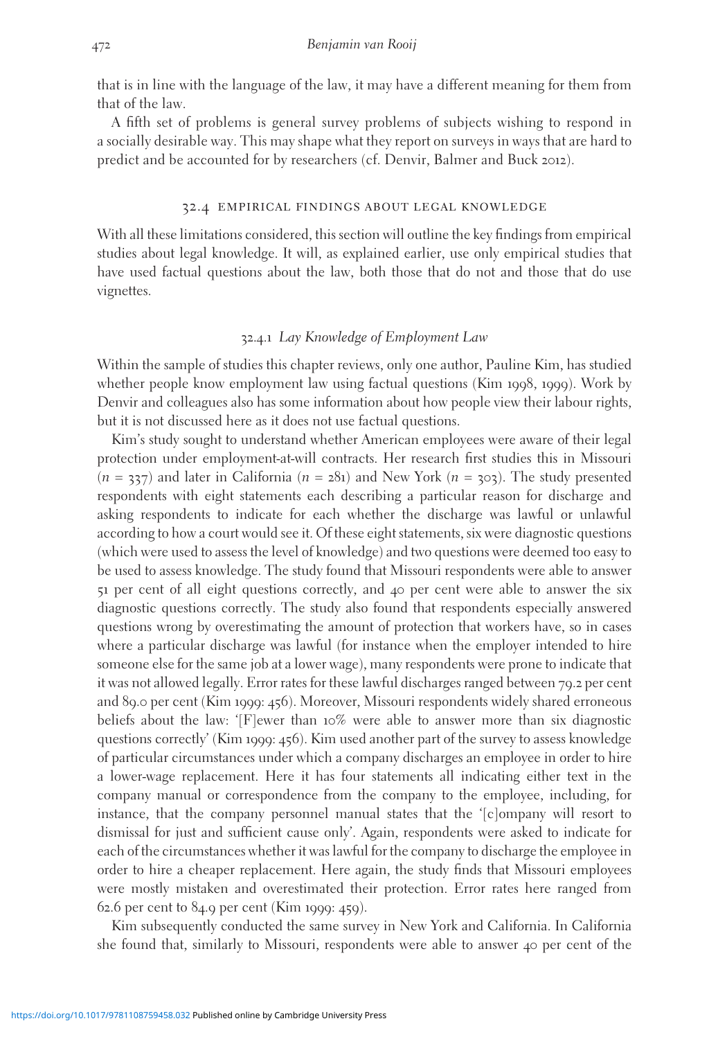that is in line with the language of the law, it may have a different meaning for them from that of the law.

A fifth set of problems is general survey problems of subjects wishing to respond in a socially desirable way. This may shape what they report on surveys in ways that are hard to predict and be accounted for by researchers (cf. Denvir, Balmer and Buck 2012).

## 32.4 EMPIRICAL FINDINGS ABOUT LEGAL KNOWLEDGE

With all these limitations considered, this section will outline the key findings from empirical studies about legal knowledge. It will, as explained earlier, use only empirical studies that have used factual questions about the law, both those that do not and those that do use vignettes.

### 32.4.1 *Lay Knowledge of Employment Law*

Within the sample of studies this chapter reviews, only one author, Pauline Kim, has studied whether people know employment law using factual questions (Kim 1998, 1999). Work by Denvir and colleagues also has some information about how people view their labour rights, but it is not discussed here as it does not use factual questions.

Kim's study sought to understand whether American employees were aware of their legal protection under employment-at-will contracts. Her research first studies this in Missouri ($n = 337$) and later in California ($n = 281$) and New York ($n = 303$). The study presented respondents with eight statements each describing a particular reason for discharge and asking respondents to indicate for each whether the discharge was lawful or unlawful according to how a court would see it. Of these eight statements, six were diagnostic questions (which were used to assess the level of knowledge) and two questions were deemed too easy to be used to assess knowledge. The study found that Missouri respondents were able to answer 51 per cent of all eight questions correctly, and 40 per cent were able to answer the six diagnostic questions correctly. The study also found that respondents especially answered questions wrong by overestimating the amount of protection that workers have, so in cases where a particular discharge was lawful (for instance when the employer intended to hire someone else for the same job at a lower wage), many respondents were prone to indicate that it was not allowed legally. Error rates for these lawful discharges ranged between 79.2 per cent and 89.0 per cent (Kim 1999: 456). Moreover, Missouri respondents widely shared erroneous beliefs about the law: '[F]ewer than 10% were able to answer more than six diagnostic questions correctly' (Kim 1999: 456). Kim used another part of the survey to assess knowledge of particular circumstances under which a company discharges an employee in order to hire a lower-wage replacement. Here it has four statements all indicating either text in the company manual or correspondence from the company to the employee, including, for instance, that the company personnel manual states that the '[c]ompany will resort to dismissal for just and sufficient cause only'. Again, respondents were asked to indicate for each of the circumstances whether it was lawful for the company to discharge the employee in order to hire a cheaper replacement. Here again, the study finds that Missouri employees were mostly mistaken and overestimated their protection. Error rates here ranged from 62.6 per cent to 84.9 per cent (Kim 1999: 459).

Kim subsequently conducted the same survey in New York and California. In California she found that, similarly to Missouri, respondents were able to answer 40 per cent of the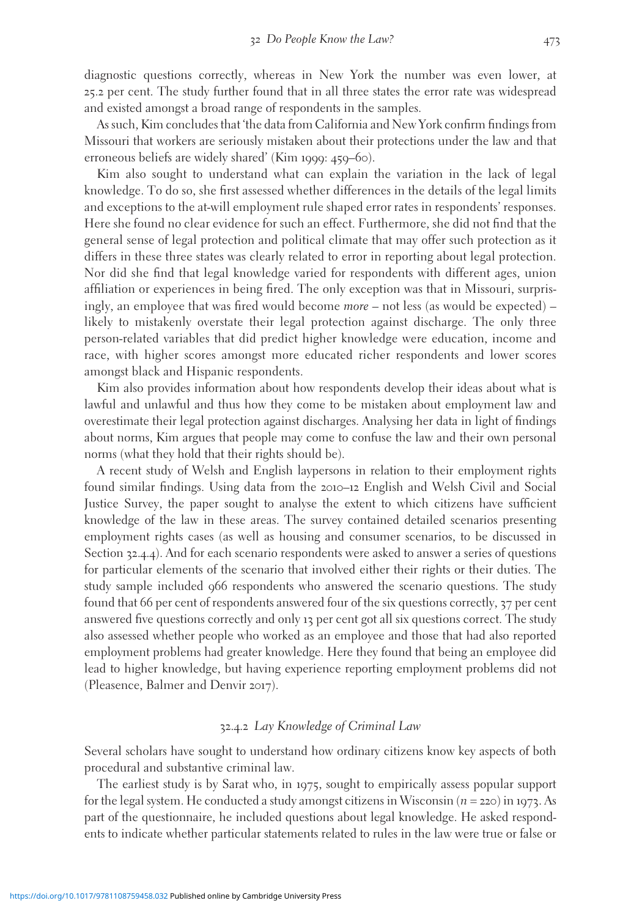diagnostic questions correctly, whereas in New York the number was even lower, at 25.2 per cent. The study further found that in all three states the error rate was widespread and existed amongst a broad range of respondents in the samples.

As such, Kim concludes that 'the data from California and New York confirm findings from Missouri that workers are seriously mistaken about their protections under the law and that erroneous beliefs are widely shared' (Kim 1999: 459–60).

Kim also sought to understand what can explain the variation in the lack of legal knowledge. To do so, she first assessed whether differences in the details of the legal limits and exceptions to the at-will employment rule shaped error rates in respondents' responses. Here she found no clear evidence for such an effect. Furthermore, she did not find that the general sense of legal protection and political climate that may offer such protection as it differs in these three states was clearly related to error in reporting about legal protection. Nor did she find that legal knowledge varied for respondents with different ages, union affiliation or experiences in being fired. The only exception was that in Missouri, surprisingly, an employee that was fired would become *more* – not less (as would be expected) – likely to mistakenly overstate their legal protection against discharge. The only three person-related variables that did predict higher knowledge were education, income and race, with higher scores amongst more educated richer respondents and lower scores amongst black and Hispanic respondents.

Kim also provides information about how respondents develop their ideas about what is lawful and unlawful and thus how they come to be mistaken about employment law and overestimate their legal protection against discharges. Analysing her data in light of findings about norms, Kim argues that people may come to confuse the law and their own personal norms (what they hold that their rights should be).

A recent study of Welsh and English laypersons in relation to their employment rights found similar findings. Using data from the 2010–12 English and Welsh Civil and Social Justice Survey, the paper sought to analyse the extent to which citizens have sufficient knowledge of the law in these areas. The survey contained detailed scenarios presenting employment rights cases (as well as housing and consumer scenarios, to be discussed in Section 32.4.4). And for each scenario respondents were asked to answer a series of questions for particular elements of the scenario that involved either their rights or their duties. The study sample included 966 respondents who answered the scenario questions. The study found that 66 per cent of respondents answered four of the six questions correctly, 37 per cent answered five questions correctly and only 13 per cent got all six questions correct. The study also assessed whether people who worked as an employee and those that had also reported employment problems had greater knowledge. Here they found that being an employee did lead to higher knowledge, but having experience reporting employment problems did not (Pleasence, Balmer and Denvir 2017).

### 32.4.2 *Lay Knowledge of Criminal Law*

Several scholars have sought to understand how ordinary citizens know key aspects of both procedural and substantive criminal law.

The earliest study is by Sarat who, in 1975, sought to empirically assess popular support for the legal system. He conducted a study amongst citizens in Wisconsin ($n = 220$) in 1973. As part of the questionnaire, he included questions about legal knowledge. He asked respondents to indicate whether particular statements related to rules in the law were true or false or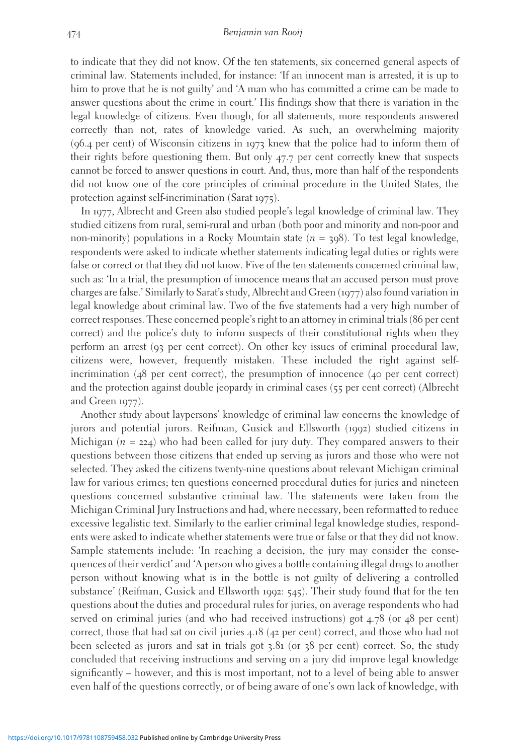to indicate that they did not know. Of the ten statements, six concerned general aspects of criminal law. Statements included, for instance: 'If an innocent man is arrested, it is up to him to prove that he is not guilty' and 'A man who has committed a crime can be made to answer questions about the crime in court.' His findings show that there is variation in the legal knowledge of citizens. Even though, for all statements, more respondents answered correctly than not, rates of knowledge varied. As such, an overwhelming majority (96.4 per cent) of Wisconsin citizens in 1973 knew that the police had to inform them of their rights before questioning them. But only 47.7 per cent correctly knew that suspects cannot be forced to answer questions in court. And, thus, more than half of the respondents did not know one of the core principles of criminal procedure in the United States, the protection against self-incrimination (Sarat 1975).

In 1977, Albrecht and Green also studied people's legal knowledge of criminal law. They studied citizens from rural, semi-rural and urban (both poor and minority and non-poor and non-minority) populations in a Rocky Mountain state ($n = 398$). To test legal knowledge, respondents were asked to indicate whether statements indicating legal duties or rights were false or correct or that they did not know. Five of the ten statements concerned criminal law, such as: 'In a trial, the presumption of innocence means that an accused person must prove charges are false.' Similarly to Sarat's study, Albrecht and Green (1977) also found variation in legal knowledge about criminal law. Two of the five statements had a very high number of correct responses. These concerned people's right to an attorney in criminal trials (86 per cent correct) and the police's duty to inform suspects of their constitutional rights when they perform an arrest (93 per cent correct). On other key issues of criminal procedural law, citizens were, however, frequently mistaken. These included the right against self-incrimination (48 per cent correct), the presumption of innocence (40 per cent correct) and the protection against double jeopardy in criminal cases (55 per cent correct) (Albrecht and Green 1977).

Another study about laypersons' knowledge of criminal law concerns the knowledge of jurors and potential jurors. Reifman, Gusick and Ellsworth (1992) studied citizens in Michigan ($n = 224$) who had been called for jury duty. They compared answers to their questions between those citizens that ended up serving as jurors and those who were not selected. They asked the citizens twenty-nine questions about relevant Michigan criminal law for various crimes; ten questions concerned procedural duties for juries and nineteen questions concerned substantive criminal law. The statements were taken from the Michigan Criminal Jury Instructions and had, where necessary, been reformatted to reduce excessive legalistic text. Similarly to the earlier criminal legal knowledge studies, respondents were asked to indicate whether statements were true or false or that they did not know. Sample statements include: 'In reaching a decision, the jury may consider the consequences of their verdict' and 'A person who gives a bottle containing illegal drugs to another person without knowing what is in the bottle is not guilty of delivering a controlled substance' (Reifman, Gusick and Ellsworth 1992: 545). Their study found that for the ten questions about the duties and procedural rules for juries, on average respondents who had served on criminal juries (and who had received instructions) got 4.78 (or 48 per cent) correct, those that had sat on civil juries 4.18 (42 per cent) correct, and those who had not been selected as jurors and sat in trials got 3.81 (or 38 per cent) correct. So, the study concluded that receiving instructions and serving on a jury did improve legal knowledge significantly – however, and this is most important, not to a level of being able to answer even half of the questions correctly, or of being aware of one's own lack of knowledge, with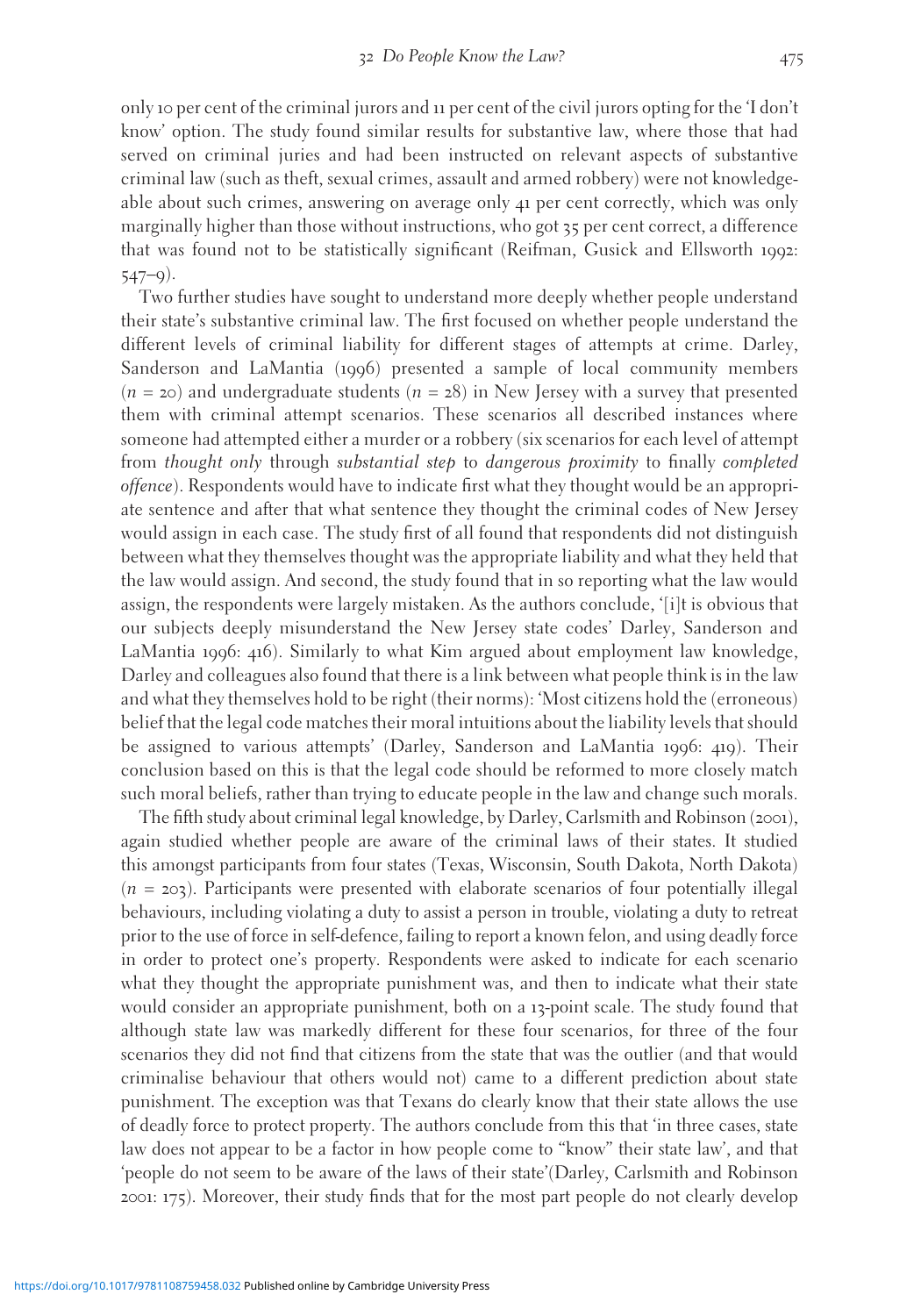only 10 per cent of the criminal jurors and 11 per cent of the civil jurors opting for the 'I don't know' option. The study found similar results for substantive law, where those that had served on criminal juries and had been instructed on relevant aspects of substantive criminal law (such as theft, sexual crimes, assault and armed robbery) were not knowledgeable about such crimes, answering on average only 41 per cent correctly, which was only marginally higher than those without instructions, who got 35 per cent correct, a difference that was found not to be statistically significant (Reifman, Gusick and Ellsworth 1992: 547–9).

Two further studies have sought to understand more deeply whether people understand their state's substantive criminal law. The first focused on whether people understand the different levels of criminal liability for different stages of attempts at crime. Darley, Sanderson and LaMantia (1996) presented a sample of local community members ($n = 20$) and undergraduate students ($n = 28$) in New Jersey with a survey that presented them with criminal attempt scenarios. These scenarios all described instances where someone had attempted either a murder or a robbery (six scenarios for each level of attempt from *thought only* through *substantial step* to *dangerous proximity* to finally *completed offence*). Respondents would have to indicate first what they thought would be an appropriate sentence and after that what sentence they thought the criminal codes of New Jersey would assign in each case. The study first of all found that respondents did not distinguish between what they themselves thought was the appropriate liability and what they held that the law would assign. And second, the study found that in so reporting what the law would assign, the respondents were largely mistaken. As the authors conclude, '[i]t is obvious that our subjects deeply misunderstand the New Jersey state codes' Darley, Sanderson and LaMantia 1996: 416). Similarly to what Kim argued about employment law knowledge, Darley and colleagues also found that there is a link between what people think is in the law and what they themselves hold to be right (their norms): 'Most citizens hold the (erroneous) belief that the legal code matches their moral intuitions about the liability levels that should be assigned to various attempts' (Darley, Sanderson and LaMantia 1996: 419). Their conclusion based on this is that the legal code should be reformed to more closely match such moral beliefs, rather than trying to educate people in the law and change such morals.

The fifth study about criminal legal knowledge, by Darley, Carlsmith and Robinson (2001), again studied whether people are aware of the criminal laws of their states. It studied this amongst participants from four states (Texas, Wisconsin, South Dakota, North Dakota) ($n = 203$). Participants were presented with elaborate scenarios of four potentially illegal behaviours, including violating a duty to assist a person in trouble, violating a duty to retreat prior to the use of force in self-defence, failing to report a known felon, and using deadly force in order to protect one's property. Respondents were asked to indicate for each scenario what they thought the appropriate punishment was, and then to indicate what their state would consider an appropriate punishment, both on a 13-point scale. The study found that although state law was markedly different for these four scenarios, for three of the four scenarios they did not find that citizens from the state that was the outlier (and that would criminalise behaviour that others would not) came to a different prediction about state punishment. The exception was that Texans do clearly know that their state allows the use of deadly force to protect property. The authors conclude from this that 'in three cases, state law does not appear to be a factor in how people come to "know" their state law', and that 'people do not seem to be aware of the laws of their state'(Darley, Carlsmith and Robinson 2001: 175). Moreover, their study finds that for the most part people do not clearly develop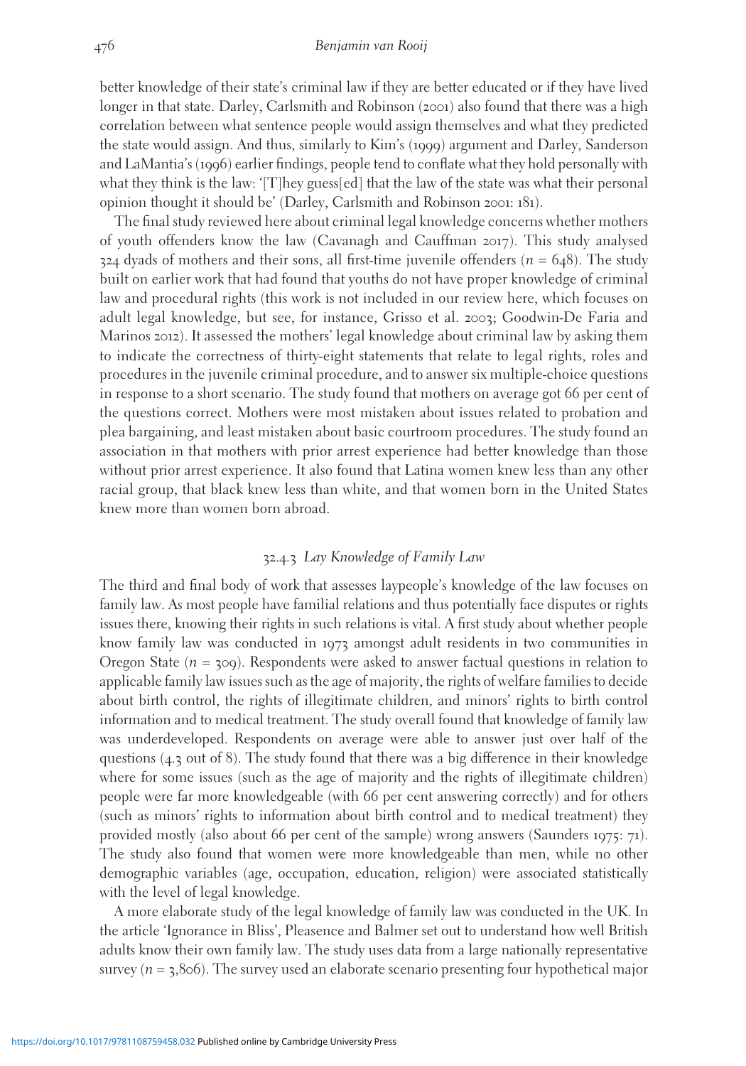better knowledge of their state's criminal law if they are better educated or if they have lived longer in that state. Darley, Carlsmith and Robinson (2001) also found that there was a high correlation between what sentence people would assign themselves and what they predicted the state would assign. And thus, similarly to Kim's (1999) argument and Darley, Sanderson and LaMantia's (1996) earlier findings, people tend to conflate what they hold personally with what they think is the law: '[T]hey guess[ed] that the law of the state was what their personal opinion thought it should be' (Darley, Carlsmith and Robinson 2001: 181).

The final study reviewed here about criminal legal knowledge concerns whether mothers of youth offenders know the law (Cavanagh and Cauffman 2017). This study analysed 324 dyads of mothers and their sons, all first-time juvenile offenders ($n = 648$). The study built on earlier work that had found that youths do not have proper knowledge of criminal law and procedural rights (this work is not included in our review here, which focuses on adult legal knowledge, but see, for instance, Grisso et al. 2003; Goodwin-De Faria and Marinos 2012). It assessed the mothers' legal knowledge about criminal law by asking them to indicate the correctness of thirty-eight statements that relate to legal rights, roles and procedures in the juvenile criminal procedure, and to answer six multiple-choice questions in response to a short scenario. The study found that mothers on average got 66 per cent of the questions correct. Mothers were most mistaken about issues related to probation and plea bargaining, and least mistaken about basic courtroom procedures. The study found an association in that mothers with prior arrest experience had better knowledge than those without prior arrest experience. It also found that Latina women knew less than any other racial group, that black knew less than white, and that women born in the United States knew more than women born abroad.

### 32.4.3 *Lay Knowledge of Family Law*

The third and final body of work that assesses laypeople's knowledge of the law focuses on family law. As most people have familial relations and thus potentially face disputes or rights issues there, knowing their rights in such relations is vital. A first study about whether people know family law was conducted in 1973 amongst adult residents in two communities in Oregon State ($n = 309$). Respondents were asked to answer factual questions in relation to applicable family law issues such as the age of majority, the rights of welfare families to decide about birth control, the rights of illegitimate children, and minors' rights to birth control information and to medical treatment. The study overall found that knowledge of family law was underdeveloped. Respondents on average were able to answer just over half of the questions (4.3 out of 8). The study found that there was a big difference in their knowledge where for some issues (such as the age of majority and the rights of illegitimate children) people were far more knowledgeable (with 66 per cent answering correctly) and for others (such as minors' rights to information about birth control and to medical treatment) they provided mostly (also about 66 per cent of the sample) wrong answers (Saunders 1975: 71). The study also found that women were more knowledgeable than men, while no other demographic variables (age, occupation, education, religion) were associated statistically with the level of legal knowledge.

A more elaborate study of the legal knowledge of family law was conducted in the UK. In the article 'Ignorance in Bliss', Pleasence and Balmer set out to understand how well British adults know their own family law. The study uses data from a large nationally representative survey ($n = 3{,}806$). The survey used an elaborate scenario presenting four hypothetical major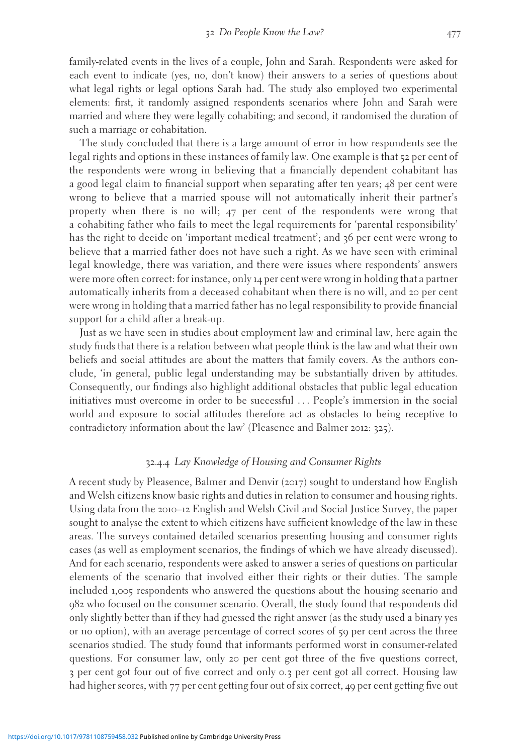family-related events in the lives of a couple, John and Sarah. Respondents were asked for each event to indicate (yes, no, don't know) their answers to a series of questions about what legal rights or legal options Sarah had. The study also employed two experimental elements: first, it randomly assigned respondents scenarios where John and Sarah were married and where they were legally cohabiting; and second, it randomised the duration of such a marriage or cohabitation.

The study concluded that there is a large amount of error in how respondents see the legal rights and options in these instances of family law. One example is that 52 per cent of the respondents were wrong in believing that a financially dependent cohabitant has a good legal claim to financial support when separating after ten years; 48 per cent were wrong to believe that a married spouse will not automatically inherit their partner's property when there is no will; 47 per cent of the respondents were wrong that a cohabiting father who fails to meet the legal requirements for 'parental responsibility' has the right to decide on 'important medical treatment'; and 36 per cent were wrong to believe that a married father does not have such a right. As we have seen with criminal legal knowledge, there was variation, and there were issues where respondents' answers were more often correct: for instance, only 14 per cent were wrong in holding that a partner automatically inherits from a deceased cohabitant when there is no will, and 20 per cent were wrong in holding that a married father has no legal responsibility to provide financial support for a child after a break-up.

Just as we have seen in studies about employment law and criminal law, here again the study finds that there is a relation between what people think is the law and what their own beliefs and social attitudes are about the matters that family covers. As the authors conclude, 'in general, public legal understanding may be substantially driven by attitudes. Consequently, our findings also highlight additional obstacles that public legal education initiatives must overcome in order to be successful … People's immersion in the social world and exposure to social attitudes therefore act as obstacles to being receptive to contradictory information about the law' (Pleasence and Balmer 2012: 325).

### 32.4.4 *Lay Knowledge of Housing and Consumer Rights*

A recent study by Pleasence, Balmer and Denvir (2017) sought to understand how English and Welsh citizens know basic rights and duties in relation to consumer and housing rights. Using data from the 2010–12 English and Welsh Civil and Social Justice Survey, the paper sought to analyse the extent to which citizens have sufficient knowledge of the law in these areas. The surveys contained detailed scenarios presenting housing and consumer rights cases (as well as employment scenarios, the findings of which we have already discussed). And for each scenario, respondents were asked to answer a series of questions on particular elements of the scenario that involved either their rights or their duties. The sample included 1,005 respondents who answered the questions about the housing scenario and 982 who focused on the consumer scenario. Overall, the study found that respondents did only slightly better than if they had guessed the right answer (as the study used a binary yes or no option), with an average percentage of correct scores of 59 per cent across the three scenarios studied. The study found that informants performed worst in consumer-related questions. For consumer law, only 20 per cent got three of the five questions correct, 3 per cent got four out of five correct and only 0.3 per cent got all correct. Housing law had higher scores, with 77 per cent getting four out of six correct, 49 per cent getting five out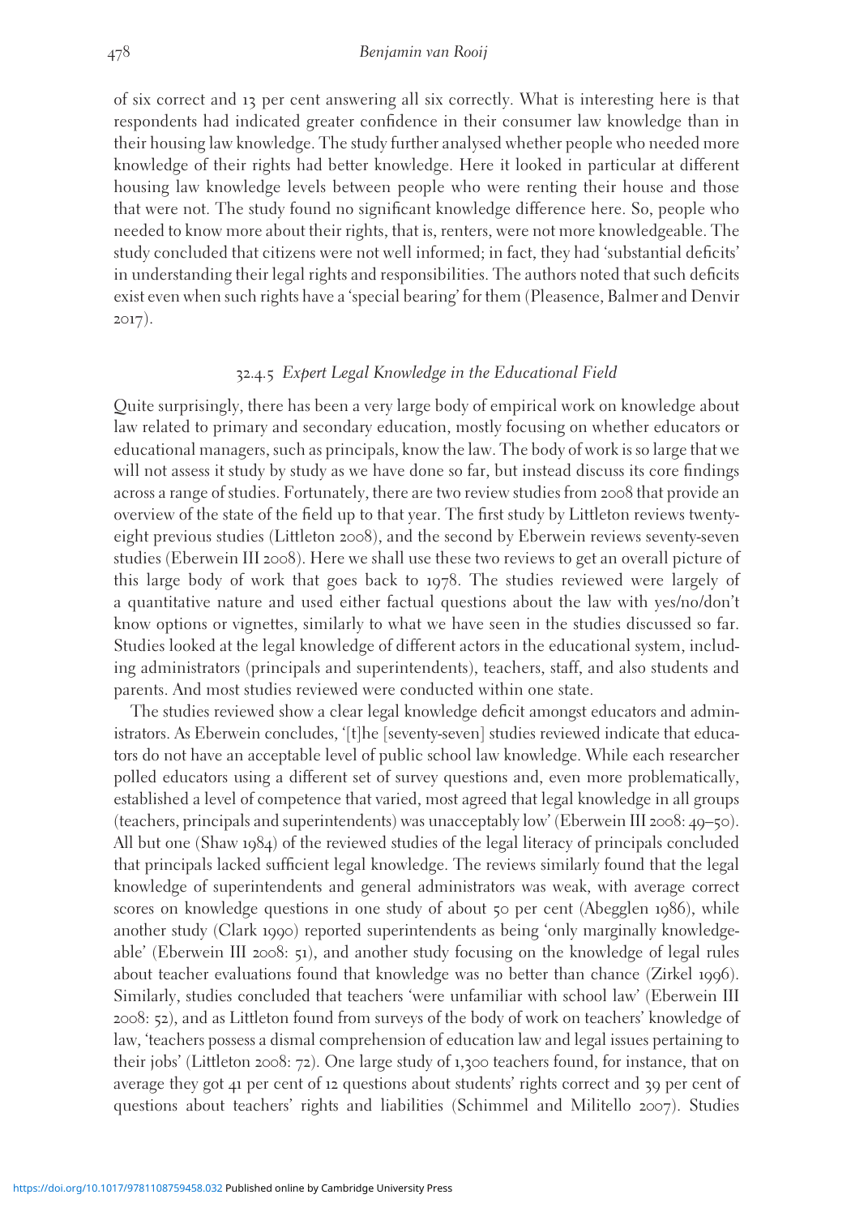of six correct and 13 per cent answering all six correctly. What is interesting here is that respondents had indicated greater confidence in their consumer law knowledge than in their housing law knowledge. The study further analysed whether people who needed more knowledge of their rights had better knowledge. Here it looked in particular at different housing law knowledge levels between people who were renting their house and those that were not. The study found no significant knowledge difference here. So, people who needed to know more about their rights, that is, renters, were not more knowledgeable. The study concluded that citizens were not well informed; in fact, they had 'substantial deficits' in understanding their legal rights and responsibilities. The authors noted that such deficits exist even when such rights have a 'special bearing' for them (Pleasence, Balmer and Denvir 2017).

### 32.4.5 *Expert Legal Knowledge in the Educational Field*

Quite surprisingly, there has been a very large body of empirical work on knowledge about law related to primary and secondary education, mostly focusing on whether educators or educational managers, such as principals, know the law. The body of work is so large that we will not assess it study by study as we have done so far, but instead discuss its core findings across a range of studies. Fortunately, there are two review studies from 2008 that provide an overview of the state of the field up to that year. The first study by Littleton reviews twenty-eight previous studies (Littleton 2008), and the second by Eberwein reviews seventy-seven studies (Eberwein III 2008). Here we shall use these two reviews to get an overall picture of this large body of work that goes back to 1978. The studies reviewed were largely of a quantitative nature and used either factual questions about the law with yes/no/don't know options or vignettes, similarly to what we have seen in the studies discussed so far. Studies looked at the legal knowledge of different actors in the educational system, including administrators (principals and superintendents), teachers, staff, and also students and parents. And most studies reviewed were conducted within one state.

The studies reviewed show a clear legal knowledge deficit amongst educators and administrators. As Eberwein concludes, '[t]he [seventy-seven] studies reviewed indicate that educators do not have an acceptable level of public school law knowledge. While each researcher polled educators using a different set of survey questions and, even more problematically, established a level of competence that varied, most agreed that legal knowledge in all groups (teachers, principals and superintendents) was unacceptably low' (Eberwein III 2008: 49–50). All but one (Shaw 1984) of the reviewed studies of the legal literacy of principals concluded that principals lacked sufficient legal knowledge. The reviews similarly found that the legal knowledge of superintendents and general administrators was weak, with average correct scores on knowledge questions in one study of about 50 per cent (Abegglen 1986), while another study (Clark 1990) reported superintendents as being 'only marginally knowledgeable' (Eberwein III 2008: 51), and another study focusing on the knowledge of legal rules about teacher evaluations found that knowledge was no better than chance (Zirkel 1996). Similarly, studies concluded that teachers 'were unfamiliar with school law' (Eberwein III 2008: 52), and as Littleton found from surveys of the body of work on teachers' knowledge of law, 'teachers possess a dismal comprehension of education law and legal issues pertaining to their jobs' (Littleton 2008: 72). One large study of 1,300 teachers found, for instance, that on average they got 41 per cent of 12 questions about students' rights correct and 39 per cent of questions about teachers' rights and liabilities (Schimmel and Militello 2007). Studies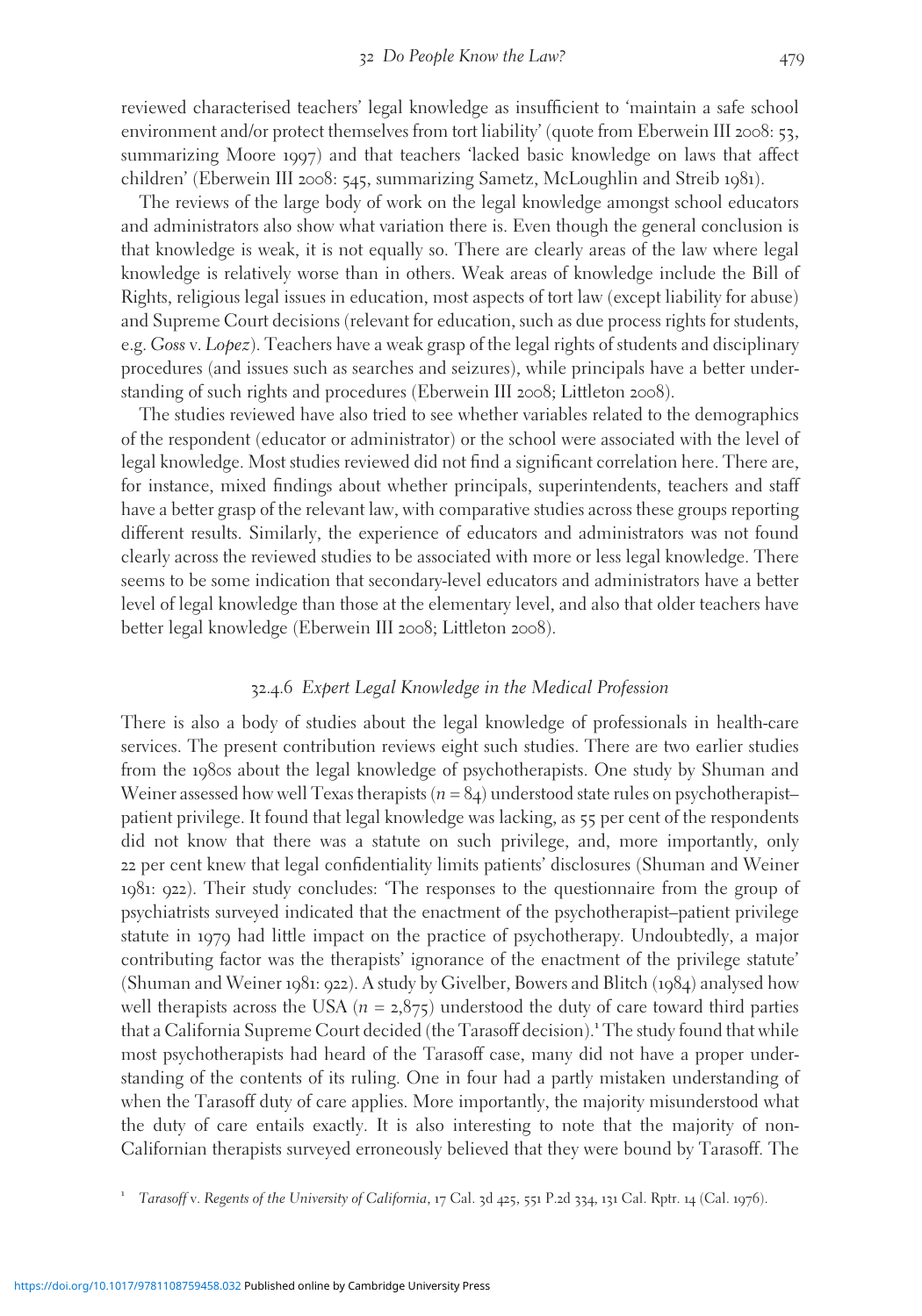reviewed characterised teachers' legal knowledge as insufficient to 'maintain a safe school environment and/or protect themselves from tort liability' (quote from Eberwein III 2008: 53, summarizing Moore 1997) and that teachers 'lacked basic knowledge on laws that affect children' (Eberwein III 2008: 545, summarizing Sametz, McLoughlin and Streib 1981).

The reviews of the large body of work on the legal knowledge amongst school educators and administrators also show what variation there is. Even though the general conclusion is that knowledge is weak, it is not equally so. There are clearly areas of the law where legal knowledge is relatively worse than in others. Weak areas of knowledge include the Bill of Rights, religious legal issues in education, most aspects of tort law (except liability for abuse) and Supreme Court decisions (relevant for education, such as due process rights for students, e.g. *Goss* v. *Lopez*). Teachers have a weak grasp of the legal rights of students and disciplinary procedures (and issues such as searches and seizures), while principals have a better understanding of such rights and procedures (Eberwein III 2008; Littleton 2008).

The studies reviewed have also tried to see whether variables related to the demographics of the respondent (educator or administrator) or the school were associated with the level of legal knowledge. Most studies reviewed did not find a significant correlation here. There are, for instance, mixed findings about whether principals, superintendents, teachers and staff have a better grasp of the relevant law, with comparative studies across these groups reporting different results. Similarly, the experience of educators and administrators was not found clearly across the reviewed studies to be associated with more or less legal knowledge. There seems to be some indication that secondary-level educators and administrators have a better level of legal knowledge than those at the elementary level, and also that older teachers have better legal knowledge (Eberwein III 2008; Littleton 2008).

### 32.4.6 *Expert Legal Knowledge in the Medical Profession*

There is also a body of studies about the legal knowledge of professionals in health-care services. The present contribution reviews eight such studies. There are two earlier studies from the 1980s about the legal knowledge of psychotherapists. One study by Shuman and Weiner assessed how well Texas therapists ($n = 84$) understood state rules on psychotherapist–patient privilege. It found that legal knowledge was lacking, as 55 per cent of the respondents did not know that there was a statute on such privilege, and, more importantly, only 22 per cent knew that legal confidentiality limits patients' disclosures (Shuman and Weiner 1981: 922). Their study concludes: 'The responses to the questionnaire from the group of psychiatrists surveyed indicated that the enactment of the psychotherapist–patient privilege statute in 1979 had little impact on the practice of psychotherapy. Undoubtedly, a major contributing factor was the therapists' ignorance of the enactment of the privilege statute' (Shuman and Weiner 1981: 922). A study by Givelber, Bowers and Blitch (1984) analysed how well therapists across the USA ($n = 2{,}875$) understood the duty of care toward third parties that a California Supreme Court decided (the Tarasoff decision).[1] The study found that while most psychotherapists had heard of the Tarasoff case, many did not have a proper understanding of the contents of its ruling. One in four had a partly mistaken understanding of when the Tarasoff duty of care applies. More importantly, the majority misunderstood what the duty of care entails exactly. It is also interesting to note that the majority of non-Californian therapists surveyed erroneously believed that they were bound by Tarasoff. The

[1] *Tarasoff* v. *Regents of the University of California*, 17 Cal. 3d 425, 551 P.2d 334, 131 Cal. Rptr. 14 (Cal. 1976).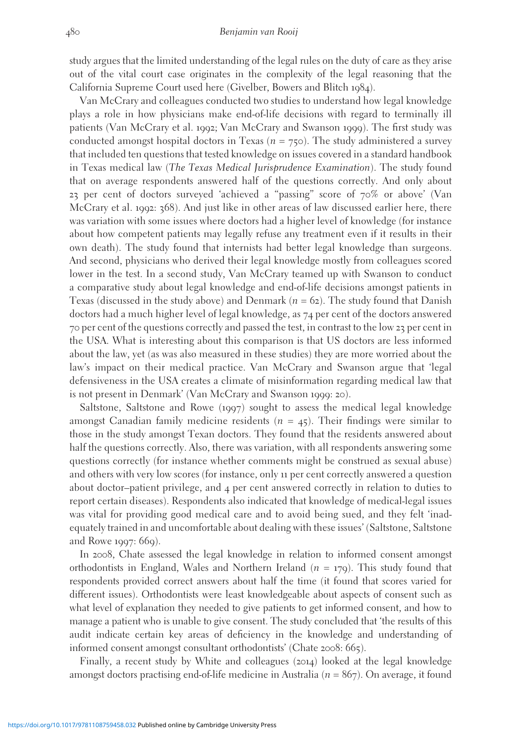study argues that the limited understanding of the legal rules on the duty of care as they arise out of the vital court case originates in the complexity of the legal reasoning that the California Supreme Court used here (Givelber, Bowers and Blitch 1984).

Van McCrary and colleagues conducted two studies to understand how legal knowledge plays a role in how physicians make end-of-life decisions with regard to terminally ill patients (Van McCrary et al. 1992; Van McCrary and Swanson 1999). The first study was conducted amongst hospital doctors in Texas ($n = 750$). The study administered a survey that included ten questions that tested knowledge on issues covered in a standard handbook in Texas medical law (*The Texas Medical Jurisprudence Examination*). The study found that on average respondents answered half of the questions correctly. And only about 23 per cent of doctors surveyed 'achieved a "passing" score of 70% or above' (Van McCrary et al. 1992: 368). And just like in other areas of law discussed earlier here, there was variation with some issues where doctors had a higher level of knowledge (for instance about how competent patients may legally refuse any treatment even if it results in their own death). The study found that internists had better legal knowledge than surgeons. And second, physicians who derived their legal knowledge mostly from colleagues scored lower in the test. In a second study, Van McCrary teamed up with Swanson to conduct a comparative study about legal knowledge and end-of-life decisions amongst patients in Texas (discussed in the study above) and Denmark ($n = 62$). The study found that Danish doctors had a much higher level of legal knowledge, as 74 per cent of the doctors answered 70 per cent of the questions correctly and passed the test, in contrast to the low 23 per cent in the USA. What is interesting about this comparison is that US doctors are less informed about the law, yet (as was also measured in these studies) they are more worried about the law's impact on their medical practice. Van McCrary and Swanson argue that 'legal defensiveness in the USA creates a climate of misinformation regarding medical law that is not present in Denmark' (Van McCrary and Swanson 1999: 20).

Saltstone, Saltstone and Rowe (1997) sought to assess the medical legal knowledge amongst Canadian family medicine residents ($n = 45$). Their findings were similar to those in the study amongst Texan doctors. They found that the residents answered about half the questions correctly. Also, there was variation, with all respondents answering some questions correctly (for instance whether comments might be construed as sexual abuse) and others with very low scores (for instance, only 11 per cent correctly answered a question about doctor–patient privilege, and 4 per cent answered correctly in relation to duties to report certain diseases). Respondents also indicated that knowledge of medical-legal issues was vital for providing good medical care and to avoid being sued, and they felt 'inadequately trained in and uncomfortable about dealing with these issues' (Saltstone, Saltstone and Rowe 1997: 669).

In 2008, Chate assessed the legal knowledge in relation to informed consent amongst orthodontists in England, Wales and Northern Ireland ($n = 179$). This study found that respondents provided correct answers about half the time (it found that scores varied for different issues). Orthodontists were least knowledgeable about aspects of consent such as what level of explanation they needed to give patients to get informed consent, and how to manage a patient who is unable to give consent. The study concluded that 'the results of this audit indicate certain key areas of deficiency in the knowledge and understanding of informed consent amongst consultant orthodontists' (Chate 2008: 665).

Finally, a recent study by White and colleagues (2014) looked at the legal knowledge amongst doctors practising end-of-life medicine in Australia ($n = 867$). On average, it found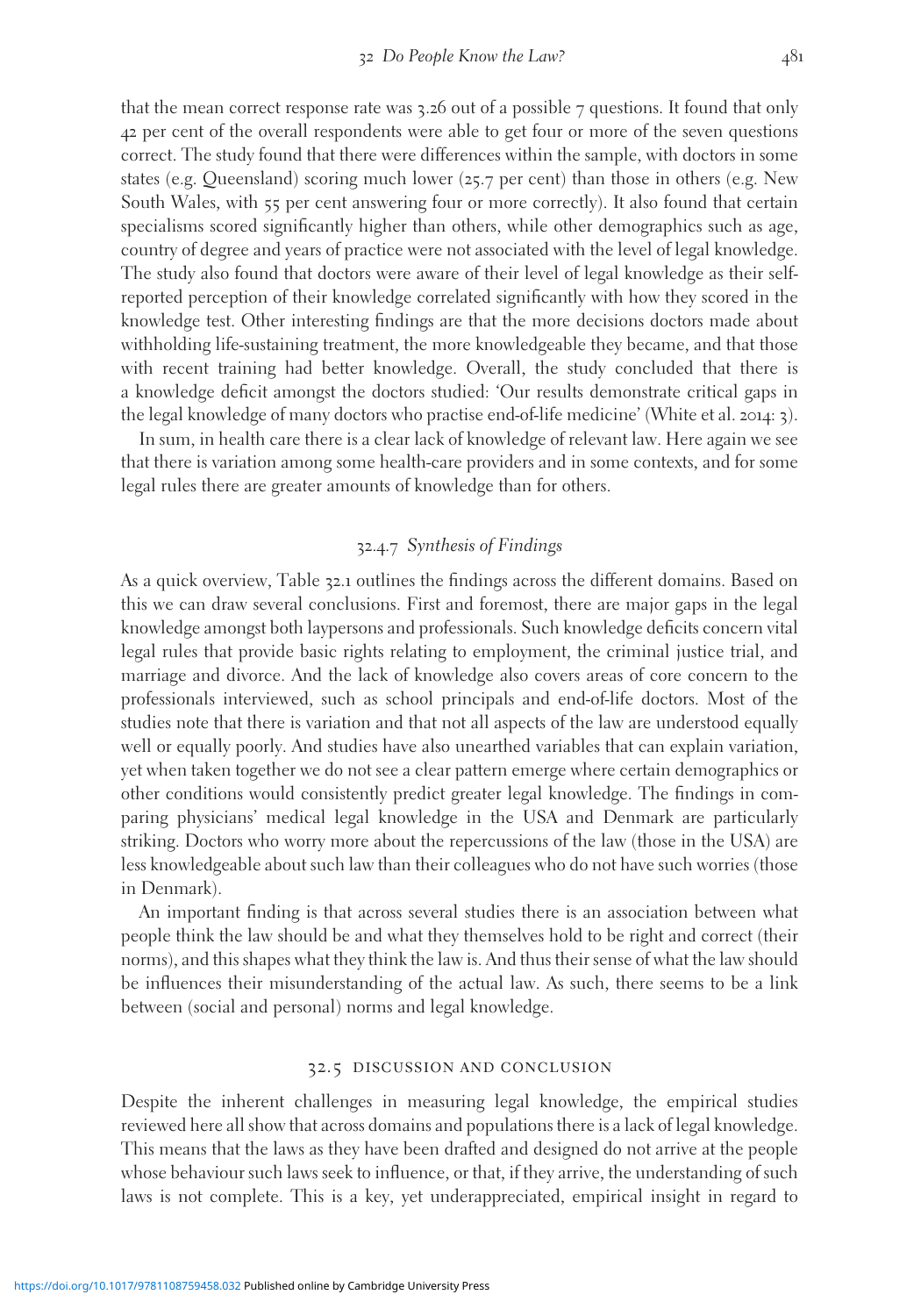that the mean correct response rate was 3.26 out of a possible 7 questions. It found that only 42 per cent of the overall respondents were able to get four or more of the seven questions correct. The study found that there were differences within the sample, with doctors in some states (e.g. Queensland) scoring much lower (25.7 per cent) than those in others (e.g. New South Wales, with 55 per cent answering four or more correctly). It also found that certain specialisms scored significantly higher than others, while other demographics such as age, country of degree and years of practice were not associated with the level of legal knowledge. The study also found that doctors were aware of their level of legal knowledge as their self-reported perception of their knowledge correlated significantly with how they scored in the knowledge test. Other interesting findings are that the more decisions doctors made about withholding life-sustaining treatment, the more knowledgeable they became, and that those with recent training had better knowledge. Overall, the study concluded that there is a knowledge deficit amongst the doctors studied: 'Our results demonstrate critical gaps in the legal knowledge of many doctors who practise end-of-life medicine' (White et al. 2014: 3).

In sum, in health care there is a clear lack of knowledge of relevant law. Here again we see that there is variation among some health-care providers and in some contexts, and for some legal rules there are greater amounts of knowledge than for others.

### 32.4.7 *Synthesis of Findings*

As a quick overview, Table 32.1 outlines the findings across the different domains. Based on this we can draw several conclusions. First and foremost, there are major gaps in the legal knowledge amongst both laypersons and professionals. Such knowledge deficits concern vital legal rules that provide basic rights relating to employment, the criminal justice trial, and marriage and divorce. And the lack of knowledge also covers areas of core concern to the professionals interviewed, such as school principals and end-of-life doctors. Most of the studies note that there is variation and that not all aspects of the law are understood equally well or equally poorly. And studies have also unearthed variables that can explain variation, yet when taken together we do not see a clear pattern emerge where certain demographics or other conditions would consistently predict greater legal knowledge. The findings in comparing physicians' medical legal knowledge in the USA and Denmark are particularly striking. Doctors who worry more about the repercussions of the law (those in the USA) are less knowledgeable about such law than their colleagues who do not have such worries (those in Denmark).

An important finding is that across several studies there is an association between what people think the law should be and what they themselves hold to be right and correct (their norms), and this shapes what they think the law is. And thus their sense of what the law should be influences their misunderstanding of the actual law. As such, there seems to be a link between (social and personal) norms and legal knowledge.

## 32.5 Discussion and Conclusion

Despite the inherent challenges in measuring legal knowledge, the empirical studies reviewed here all show that across domains and populations there is a lack of legal knowledge. This means that the laws as they have been drafted and designed do not arrive at the people whose behaviour such laws seek to influence, or that, if they arrive, the understanding of such laws is not complete. This is a key, yet underappreciated, empirical insight in regard to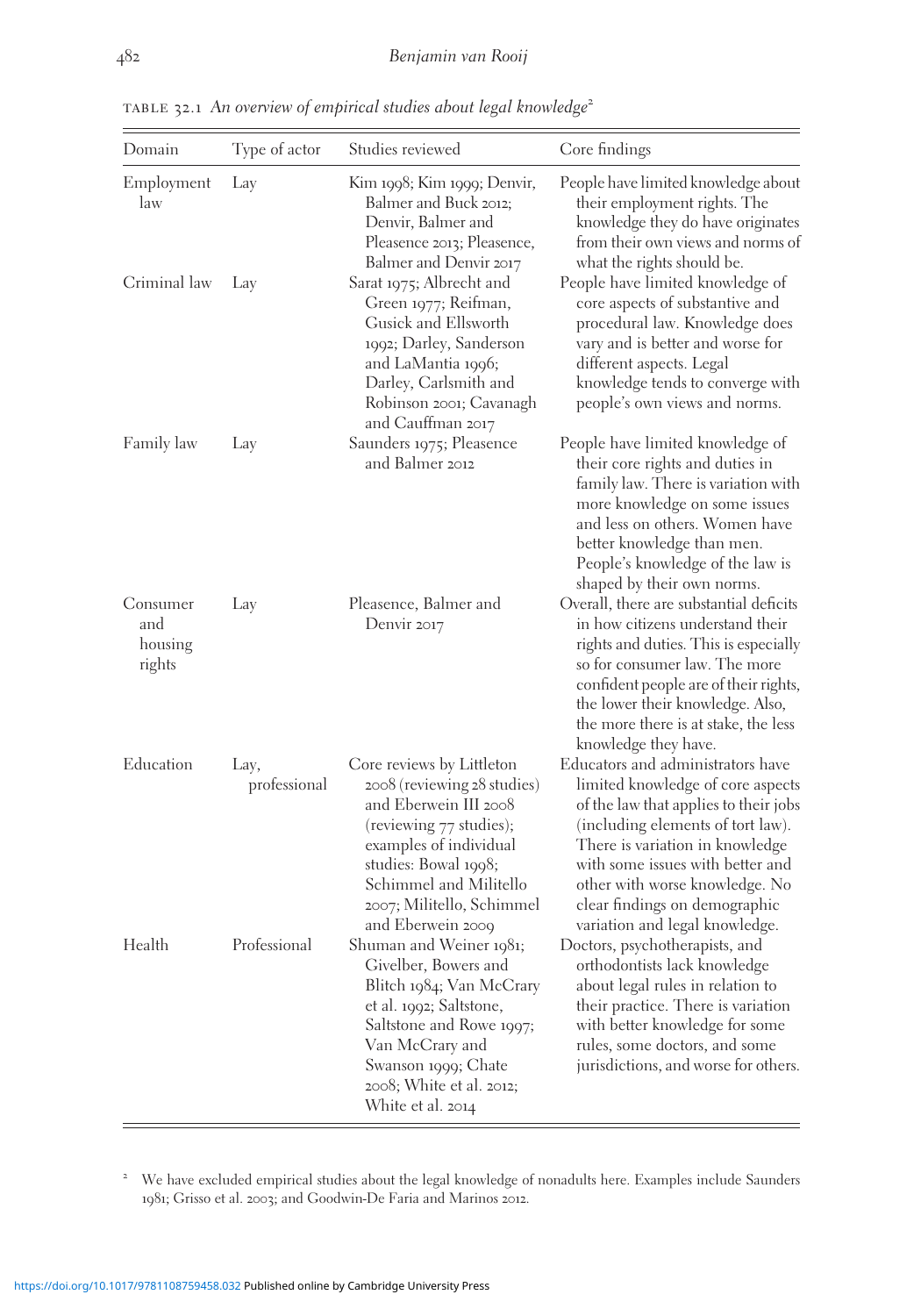TABLE 32.1 *An overview of empirical studies about legal knowledge*[2]

| Domain | Type of actor | Studies reviewed | Core findings |
|---|---|---|---|
| Employment law | Lay | Kim 1998; Kim 1999; Denvir, Balmer and Buck 2012; Denvir, Balmer and Pleasence 2013; Pleasence, Balmer and Denvir 2017 | People have limited knowledge about their employment rights. The knowledge they do have originates from their own views and norms of what the rights should be. |
| Criminal law | Lay | Sarat 1975; Albrecht and Green 1977; Reifman, Gusick and Ellsworth 1992; Darley, Sanderson and LaMantia 1996; Darley, Carlsmith and Robinson 2001; Cavanagh and Cauffman 2017 | People have limited knowledge of core aspects of substantive and procedural law. Knowledge does vary and is better and worse for different aspects. Legal knowledge tends to converge with people's own views and norms. |
| Family law | Lay | Saunders 1975; Pleasence and Balmer 2012 | People have limited knowledge of their core rights and duties in family law. There is variation with more knowledge on some issues and less on others. Women have better knowledge than men. People's knowledge of the law is shaped by their own norms. |
| Consumer and housing rights | Lay | Pleasence, Balmer and Denvir 2017 | Overall, there are substantial deficits in how citizens understand their rights and duties. This is especially so for consumer law. The more confident people are of their rights, the lower their knowledge. Also, the more there is at stake, the less knowledge they have. |
| Education | Lay, professional | Core reviews by Littleton 2008 (reviewing 28 studies) and Eberwein III 2008 (reviewing 77 studies); examples of individual studies: Bowal 1998; Schimmel and Militello 2007; Militello, Schimmel and Eberwein 2009 | Educators and administrators have limited knowledge of core aspects of the law that applies to their jobs (including elements of tort law). There is variation in knowledge with some issues with better and other with worse knowledge. No clear findings on demographic variation and legal knowledge. |
| Health | Professional | Shuman and Weiner 1981; Givelber, Bowers and Blitch 1984; Van McCrary et al. 1992; Saltstone, Saltstone and Rowe 1997; Van McCrary and Swanson 1999; Chate 2008; White et al. 2012; White et al. 2014 | Doctors, psychotherapists, and orthodontists lack knowledge about legal rules in relation to their practice. There is variation with better knowledge for some rules, some doctors, and some jurisdictions, and worse for others. |

[2] We have excluded empirical studies about the legal knowledge of nonadults here. Examples include Saunders 1981; Grisso et al. 2003; and Goodwin-De Faria and Marinos 2012.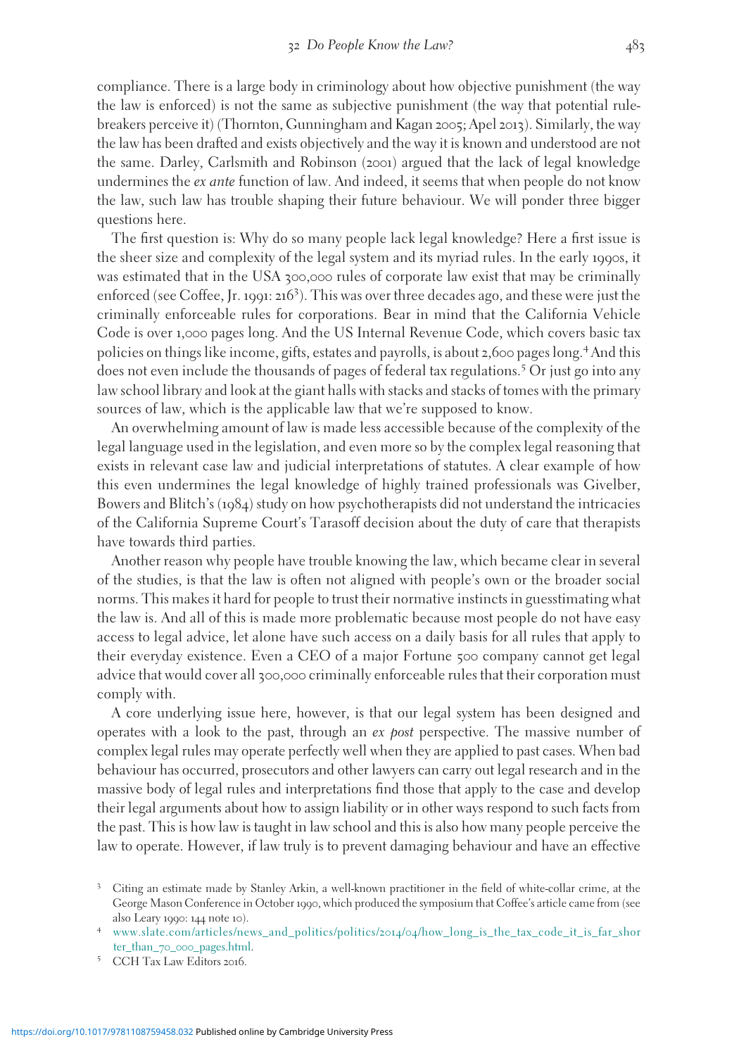compliance. There is a large body in criminology about how objective punishment (the way the law is enforced) is not the same as subjective punishment (the way that potential rule-breakers perceive it) (Thornton, Gunningham and Kagan 2005; Apel 2013). Similarly, the way the law has been drafted and exists objectively and the way it is known and understood are not the same. Darley, Carlsmith and Robinson (2001) argued that the lack of legal knowledge undermines the *ex ante* function of law. And indeed, it seems that when people do not know the law, such law has trouble shaping their future behaviour. We will ponder three bigger questions here.

The first question is: Why do so many people lack legal knowledge? Here a first issue is the sheer size and complexity of the legal system and its myriad rules. In the early 1990s, it was estimated that in the USA 300,000 rules of corporate law exist that may be criminally enforced (see Coffee, Jr. 1991: 216[3]). This was over three decades ago, and these were just the criminally enforceable rules for corporations. Bear in mind that the California Vehicle Code is over 1,000 pages long. And the US Internal Revenue Code, which covers basic tax policies on things like income, gifts, estates and payrolls, is about 2,600 pages long.[4] And this does not even include the thousands of pages of federal tax regulations.[5] Or just go into any law school library and look at the giant halls with stacks and stacks of tomes with the primary sources of law, which is the applicable law that we're supposed to know.

An overwhelming amount of law is made less accessible because of the complexity of the legal language used in the legislation, and even more so by the complex legal reasoning that exists in relevant case law and judicial interpretations of statutes. A clear example of how this even undermines the legal knowledge of highly trained professionals was Givelber, Bowers and Blitch's (1984) study on how psychotherapists did not understand the intricacies of the California Supreme Court's Tarasoff decision about the duty of care that therapists have towards third parties.

Another reason why people have trouble knowing the law, which became clear in several of the studies, is that the law is often not aligned with people's own or the broader social norms. This makes it hard for people to trust their normative instincts in guesstimating what the law is. And all of this is made more problematic because most people do not have easy access to legal advice, let alone have such access on a daily basis for all rules that apply to their everyday existence. Even a CEO of a major Fortune 500 company cannot get legal advice that would cover all 300,000 criminally enforceable rules that their corporation must comply with.

A core underlying issue here, however, is that our legal system has been designed and operates with a look to the past, through an *ex post* perspective. The massive number of complex legal rules may operate perfectly well when they are applied to past cases. When bad behaviour has occurred, prosecutors and other lawyers can carry out legal research and in the massive body of legal rules and interpretations find those that apply to the case and develop their legal arguments about how to assign liability or in other ways respond to such facts from the past. This is how law is taught in law school and this is also how many people perceive the law to operate. However, if law truly is to prevent damaging behaviour and have an effective

[3] Citing an estimate made by Stanley Arkin, a well-known practitioner in the field of white-collar crime, at the George Mason Conference in October 1990, which produced the symposium that Coffee's article came from (see also Leary 1990: 144 note 10).

[4] www.slate.com/articles/news_and_politics/politics/2014/04/how_long_is_the_tax_code_it_is_far_shorter_than_70_000_pages.html.

[5] CCH Tax Law Editors 2016.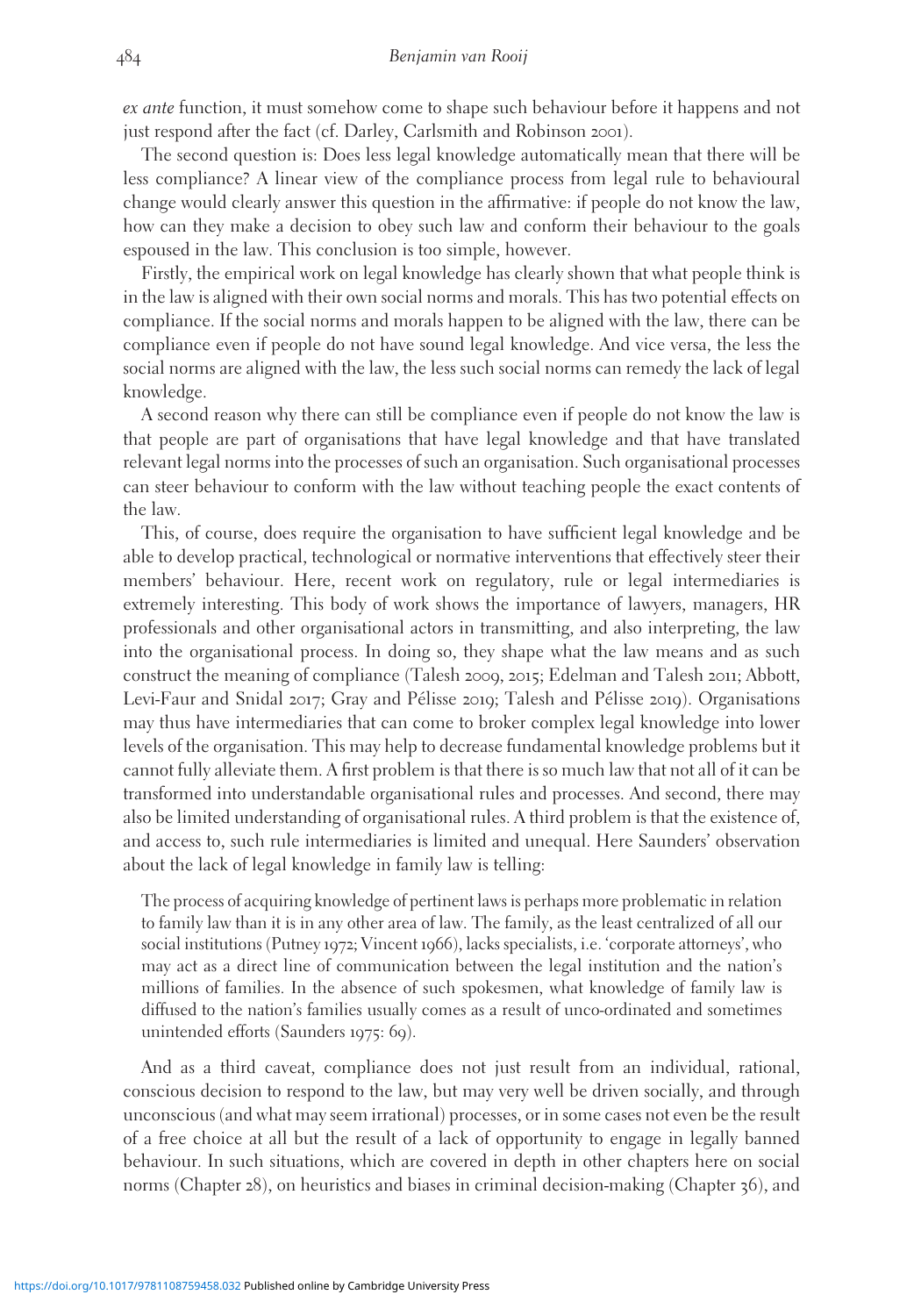*ex ante* function, it must somehow come to shape such behaviour before it happens and not just respond after the fact (cf. Darley, Carlsmith and Robinson 2001).

The second question is: Does less legal knowledge automatically mean that there will be less compliance? A linear view of the compliance process from legal rule to behavioural change would clearly answer this question in the affirmative: if people do not know the law, how can they make a decision to obey such law and conform their behaviour to the goals espoused in the law. This conclusion is too simple, however.

Firstly, the empirical work on legal knowledge has clearly shown that what people think is in the law is aligned with their own social norms and morals. This has two potential effects on compliance. If the social norms and morals happen to be aligned with the law, there can be compliance even if people do not have sound legal knowledge. And vice versa, the less the social norms are aligned with the law, the less such social norms can remedy the lack of legal knowledge.

A second reason why there can still be compliance even if people do not know the law is that people are part of organisations that have legal knowledge and that have translated relevant legal norms into the processes of such an organisation. Such organisational processes can steer behaviour to conform with the law without teaching people the exact contents of the law.

This, of course, does require the organisation to have sufficient legal knowledge and be able to develop practical, technological or normative interventions that effectively steer their members' behaviour. Here, recent work on regulatory, rule or legal intermediaries is extremely interesting. This body of work shows the importance of lawyers, managers, HR professionals and other organisational actors in transmitting, and also interpreting, the law into the organisational process. In doing so, they shape what the law means and as such construct the meaning of compliance (Talesh 2009, 2015; Edelman and Talesh 2011; Abbott, Levi-Faur and Snidal 2017; Gray and Pélisse 2019; Talesh and Pélisse 2019). Organisations may thus have intermediaries that can come to broker complex legal knowledge into lower levels of the organisation. This may help to decrease fundamental knowledge problems but it cannot fully alleviate them. A first problem is that there is so much law that not all of it can be transformed into understandable organisational rules and processes. And second, there may also be limited understanding of organisational rules. A third problem is that the existence of, and access to, such rule intermediaries is limited and unequal. Here Saunders' observation about the lack of legal knowledge in family law is telling:

> The process of acquiring knowledge of pertinent laws is perhaps more problematic in relation to family law than it is in any other area of law. The family, as the least centralized of all our social institutions (Putney 1972; Vincent 1966), lacks specialists, i.e. 'corporate attorneys', who may act as a direct line of communication between the legal institution and the nation's millions of families. In the absence of such spokesmen, what knowledge of family law is diffused to the nation's families usually comes as a result of unco-ordinated and sometimes unintended efforts (Saunders 1975: 69).

And as a third caveat, compliance does not just result from an individual, rational, conscious decision to respond to the law, but may very well be driven socially, and through unconscious (and what may seem irrational) processes, or in some cases not even be the result of a free choice at all but the result of a lack of opportunity to engage in legally banned behaviour. In such situations, which are covered in depth in other chapters here on social norms (Chapter 28), on heuristics and biases in criminal decision-making (Chapter 36), and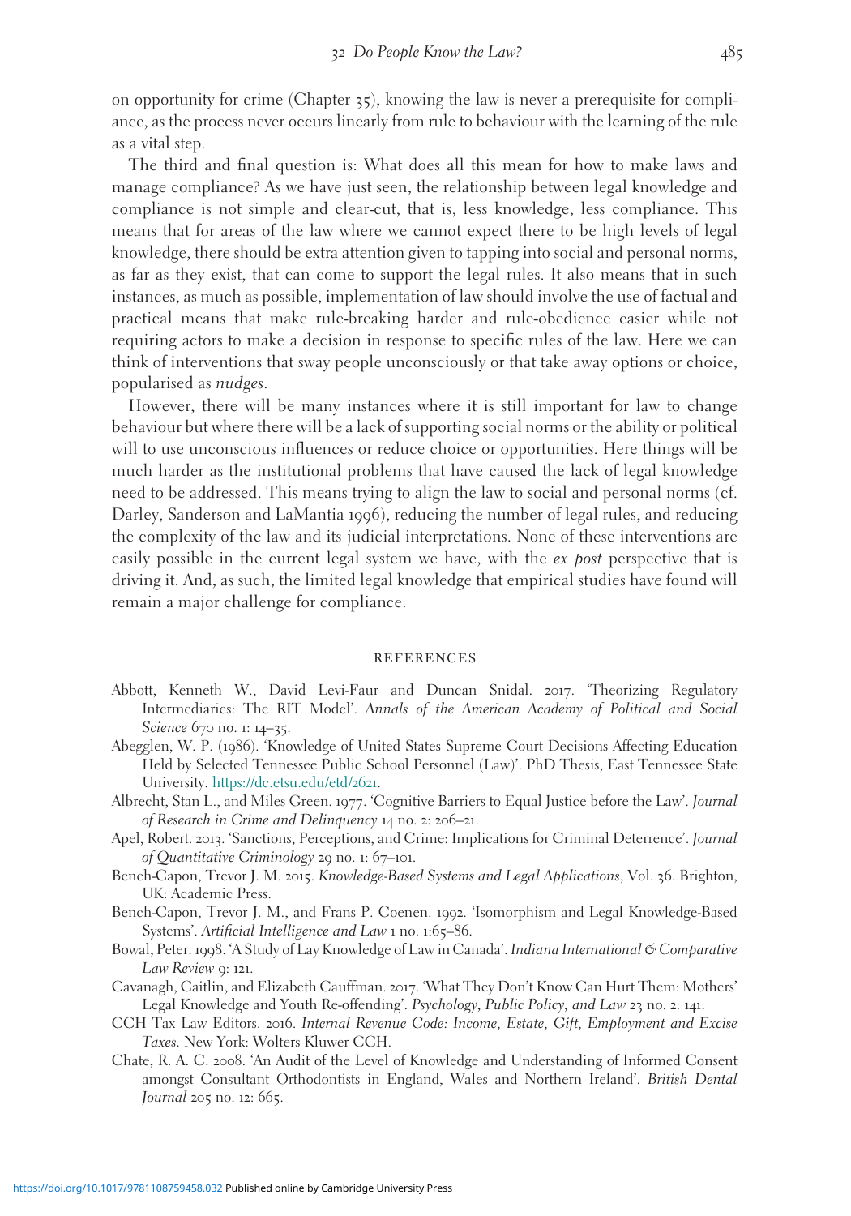on opportunity for crime (Chapter 35), knowing the law is never a prerequisite for compliance, as the process never occurs linearly from rule to behaviour with the learning of the rule as a vital step.

The third and final question is: What does all this mean for how to make laws and manage compliance? As we have just seen, the relationship between legal knowledge and compliance is not simple and clear-cut, that is, less knowledge, less compliance. This means that for areas of the law where we cannot expect there to be high levels of legal knowledge, there should be extra attention given to tapping into social and personal norms, as far as they exist, that can come to support the legal rules. It also means that in such instances, as much as possible, implementation of law should involve the use of factual and practical means that make rule-breaking harder and rule-obedience easier while not requiring actors to make a decision in response to specific rules of the law. Here we can think of interventions that sway people unconsciously or that take away options or choice, popularised as *nudges*.

However, there will be many instances where it is still important for law to change behaviour but where there will be a lack of supporting social norms or the ability or political will to use unconscious influences or reduce choice or opportunities. Here things will be much harder as the institutional problems that have caused the lack of legal knowledge need to be addressed. This means trying to align the law to social and personal norms (cf. Darley, Sanderson and LaMantia 1996), reducing the number of legal rules, and reducing the complexity of the law and its judicial interpretations. None of these interventions are easily possible in the current legal system we have, with the *ex post* perspective that is driving it. And, as such, the limited legal knowledge that empirical studies have found will remain a major challenge for compliance.

## REFERENCES

Abbott, Kenneth W., David Levi-Faur and Duncan Snidal. 2017. 'Theorizing Regulatory Intermediaries: The RIT Model'. *Annals of the American Academy of Political and Social Science* 670 no. 1: 14–35.

Abegglen, W. P. (1986). 'Knowledge of United States Supreme Court Decisions Affecting Education Held by Selected Tennessee Public School Personnel (Law)'. PhD Thesis, East Tennessee State University. https://dc.etsu.edu/etd/2621.

Albrecht, Stan L., and Miles Green. 1977. 'Cognitive Barriers to Equal Justice before the Law'. *Journal of Research in Crime and Delinquency* 14 no. 2: 206–21.

Apel, Robert. 2013. 'Sanctions, Perceptions, and Crime: Implications for Criminal Deterrence'. *Journal of Quantitative Criminology* 29 no. 1: 67–101.

Bench-Capon, Trevor J. M. 2015. *Knowledge-Based Systems and Legal Applications*, Vol. 36. Brighton, UK: Academic Press.

Bench-Capon, Trevor J. M., and Frans P. Coenen. 1992. 'Isomorphism and Legal Knowledge-Based Systems'. *Artificial Intelligence and Law* 1 no. 1:65–86.

Bowal, Peter. 1998. 'A Study of Lay Knowledge of Law in Canada'. *Indiana International & Comparative Law Review* 9: 121.

Cavanagh, Caitlin, and Elizabeth Cauffman. 2017. 'What They Don't Know Can Hurt Them: Mothers' Legal Knowledge and Youth Re-offending'. *Psychology, Public Policy, and Law* 23 no. 2: 141.

CCH Tax Law Editors. 2016. *Internal Revenue Code: Income, Estate, Gift, Employment and Excise Taxes*. New York: Wolters Kluwer CCH.

Chate, R. A. C. 2008. 'An Audit of the Level of Knowledge and Understanding of Informed Consent amongst Consultant Orthodontists in England, Wales and Northern Ireland'. *British Dental Journal* 205 no. 12: 665.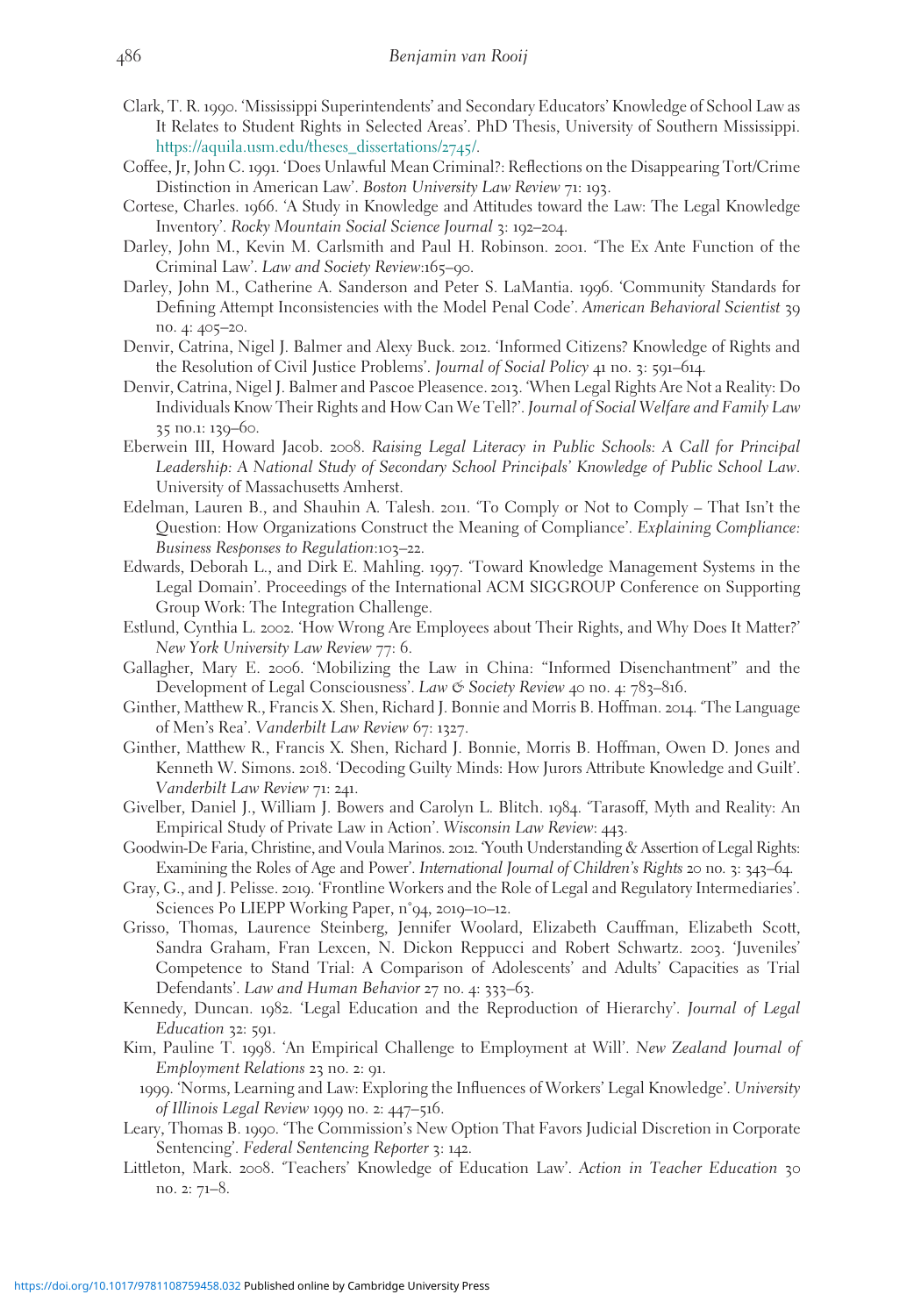Clark, T. R. 1990. 'Mississippi Superintendents' and Secondary Educators' Knowledge of School Law as It Relates to Student Rights in Selected Areas'. PhD Thesis, University of Southern Mississippi. https://aquila.usm.edu/theses_dissertations/2745/.

Coffee, Jr, John C. 1991. 'Does Unlawful Mean Criminal?: Reflections on the Disappearing Tort/Crime Distinction in American Law'. *Boston University Law Review* 71: 193.

Cortese, Charles. 1966. 'A Study in Knowledge and Attitudes toward the Law: The Legal Knowledge Inventory'. *Rocky Mountain Social Science Journal* 3: 192–204.

Darley, John M., Kevin M. Carlsmith and Paul H. Robinson. 2001. 'The Ex Ante Function of the Criminal Law'. *Law and Society Review*:165–90.

Darley, John M., Catherine A. Sanderson and Peter S. LaMantia. 1996. 'Community Standards for Defining Attempt Inconsistencies with the Model Penal Code'. *American Behavioral Scientist* 39 no. 4: 405–20.

Denvir, Catrina, Nigel J. Balmer and Alexy Buck. 2012. 'Informed Citizens? Knowledge of Rights and the Resolution of Civil Justice Problems'. *Journal of Social Policy* 41 no. 3: 591–614.

Denvir, Catrina, Nigel J. Balmer and Pascoe Pleasence. 2013. 'When Legal Rights Are Not a Reality: Do Individuals Know Their Rights and How Can We Tell?'. *Journal of Social Welfare and Family Law* 35 no.1: 139–60.

Eberwein III, Howard Jacob. 2008. *Raising Legal Literacy in Public Schools: A Call for Principal Leadership: A National Study of Secondary School Principals' Knowledge of Public School Law*. University of Massachusetts Amherst.

Edelman, Lauren B., and Shauhin A. Talesh. 2011. 'To Comply or Not to Comply – That Isn't the Question: How Organizations Construct the Meaning of Compliance'. *Explaining Compliance: Business Responses to Regulation*:103–22.

Edwards, Deborah L., and Dirk E. Mahling. 1997. 'Toward Knowledge Management Systems in the Legal Domain'. Proceedings of the International ACM SIGGROUP Conference on Supporting Group Work: The Integration Challenge.

Estlund, Cynthia L. 2002. 'How Wrong Are Employees about Their Rights, and Why Does It Matter?' *New York University Law Review* 77: 6.

Gallagher, Mary E. 2006. 'Mobilizing the Law in China: "Informed Disenchantment" and the Development of Legal Consciousness'. *Law & Society Review* 40 no. 4: 783–816.

Ginther, Matthew R., Francis X. Shen, Richard J. Bonnie and Morris B. Hoffman. 2014. 'The Language of Men's Rea'. *Vanderbilt Law Review* 67: 1327.

Ginther, Matthew R., Francis X. Shen, Richard J. Bonnie, Morris B. Hoffman, Owen D. Jones and Kenneth W. Simons. 2018. 'Decoding Guilty Minds: How Jurors Attribute Knowledge and Guilt'. *Vanderbilt Law Review* 71: 241.

Givelber, Daniel J., William J. Bowers and Carolyn L. Blitch. 1984. 'Tarasoff, Myth and Reality: An Empirical Study of Private Law in Action'. *Wisconsin Law Review*: 443.

Goodwin-De Faria, Christine, and Voula Marinos. 2012. 'Youth Understanding & Assertion of Legal Rights: Examining the Roles of Age and Power'. *International Journal of Children's Rights* 20 no. 3: 343–64.

Gray, G., and J. Pelisse. 2019. 'Frontline Workers and the Role of Legal and Regulatory Intermediaries'. Sciences Po LIEPP Working Paper, n°94, 2019–10–12.

Grisso, Thomas, Laurence Steinberg, Jennifer Woolard, Elizabeth Cauffman, Elizabeth Scott, Sandra Graham, Fran Lexcen, N. Dickon Reppucci and Robert Schwartz. 2003. 'Juveniles' Competence to Stand Trial: A Comparison of Adolescents' and Adults' Capacities as Trial Defendants'. *Law and Human Behavior* 27 no. 4: 333–63.

Kennedy, Duncan. 1982. 'Legal Education and the Reproduction of Hierarchy'. *Journal of Legal Education* 32: 591.

Kim, Pauline T. 1998. 'An Empirical Challenge to Employment at Will'. *New Zealand Journal of Employment Relations* 23 no. 2: 91.

1999. 'Norms, Learning and Law: Exploring the Influences of Workers' Legal Knowledge'. *University of Illinois Legal Review* 1999 no. 2: 447–516.

Leary, Thomas B. 1990. 'The Commission's New Option That Favors Judicial Discretion in Corporate Sentencing'. *Federal Sentencing Reporter* 3: 142.

Littleton, Mark. 2008. 'Teachers' Knowledge of Education Law'. *Action in Teacher Education* 30 no. 2: 71–8.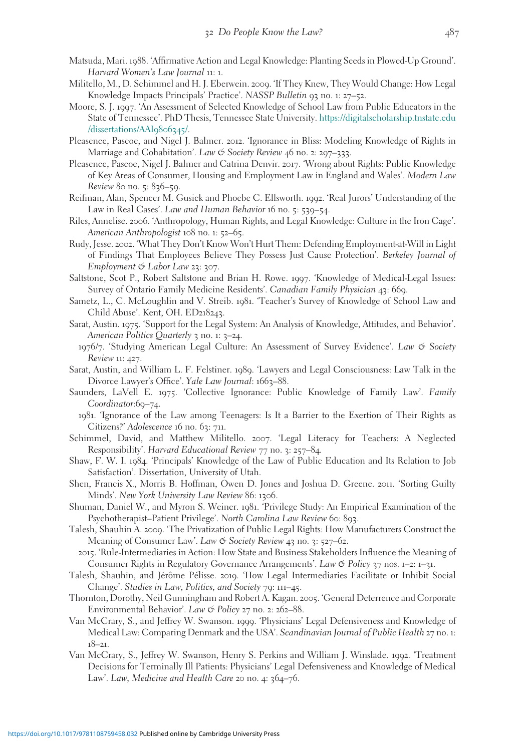Matsuda, Mari. 1988. 'Affirmative Action and Legal Knowledge: Planting Seeds in Plowed-Up Ground'. *Harvard Women's Law Journal* 11: 1.

Militello, M., D. Schimmel and H. J. Eberwein. 2009. 'If They Knew, They Would Change: How Legal Knowledge Impacts Principals' Practice'. *NASSP Bulletin* 93 no. 1: 27–52.

Moore, S. J. 1997. 'An Assessment of Selected Knowledge of School Law from Public Educators in the State of Tennessee'. PhD Thesis, Tennessee State University. https://digitalscholarship.tnstate.edu/dissertations/AAI9806345/.

Pleasence, Pascoe, and Nigel J. Balmer. 2012. 'Ignorance in Bliss: Modeling Knowledge of Rights in Marriage and Cohabitation'. *Law & Society Review* 46 no. 2: 297–333.

Pleasence, Pascoe, Nigel J. Balmer and Catrina Denvir. 2017. 'Wrong about Rights: Public Knowledge of Key Areas of Consumer, Housing and Employment Law in England and Wales'. *Modern Law Review* 80 no. 5: 836–59.

Reifman, Alan, Spencer M. Gusick and Phoebe C. Ellsworth. 1992. 'Real Jurors' Understanding of the Law in Real Cases'. *Law and Human Behavior* 16 no. 5: 539–54.

Riles, Annelise. 2006. 'Anthropology, Human Rights, and Legal Knowledge: Culture in the Iron Cage'. *American Anthropologist* 108 no. 1: 52–65.

Rudy, Jesse. 2002. 'What They Don't Know Won't Hurt Them: Defending Employment-at-Will in Light of Findings That Employees Believe They Possess Just Cause Protection'. *Berkeley Journal of Employment & Labor Law* 23: 307.

Saltstone, Scot P., Robert Saltstone and Brian H. Rowe. 1997. 'Knowledge of Medical-Legal Issues: Survey of Ontario Family Medicine Residents'. *Canadian Family Physician* 43: 669.

Sametz, L., C. McLoughlin and V. Streib. 1981. 'Teacher's Survey of Knowledge of School Law and Child Abuse'. Kent, OH. ED218243.

Sarat, Austin. 1975. 'Support for the Legal System: An Analysis of Knowledge, Attitudes, and Behavior'. *American Politics Quarterly* 3 no. 1: 3–24.

1976/7. 'Studying American Legal Culture: An Assessment of Survey Evidence'. *Law & Society Review* 11: 427.

Sarat, Austin, and William L. F. Felstiner. 1989. 'Lawyers and Legal Consciousness: Law Talk in the Divorce Lawyer's Office'. *Yale Law Journal*: 1663–88.

Saunders, LaVell E. 1975. 'Collective Ignorance: Public Knowledge of Family Law'. *Family Coordinator*:69–74.

1981. 'Ignorance of the Law among Teenagers: Is It a Barrier to the Exertion of Their Rights as Citizens?' *Adolescence* 16 no. 63: 711.

Schimmel, David, and Matthew Militello. 2007. 'Legal Literacy for Teachers: A Neglected Responsibility'. *Harvard Educational Review* 77 no. 3: 257–84.

Shaw, F. W. I. 1984. 'Principals' Knowledge of the Law of Public Education and Its Relation to Job Satisfaction'. Dissertation, University of Utah.

Shen, Francis X., Morris B. Hoffman, Owen D. Jones and Joshua D. Greene. 2011. 'Sorting Guilty Minds'. *New York University Law Review* 86: 1306.

Shuman, Daniel W., and Myron S. Weiner. 1981. 'Privilege Study: An Empirical Examination of the Psychotherapist–Patient Privilege'. *North Carolina Law Review* 60: 893.

Talesh, Shauhin A. 2009. 'The Privatization of Public Legal Rights: How Manufacturers Construct the Meaning of Consumer Law'. *Law & Society Review* 43 no. 3: 527–62.

2015. 'Rule-Intermediaries in Action: How State and Business Stakeholders Influence the Meaning of Consumer Rights in Regulatory Governance Arrangements'. *Law & Policy* 37 nos. 1–2: 1–31.

Talesh, Shauhin, and Jérôme Pélisse. 2019. 'How Legal Intermediaries Facilitate or Inhibit Social Change'. *Studies in Law, Politics, and Society* 79: 111–45.

Thornton, Dorothy, Neil Gunningham and Robert A. Kagan. 2005. 'General Deterrence and Corporate Environmental Behavior'. *Law & Policy* 27 no. 2: 262–88.

Van McCrary, S., and Jeffrey W. Swanson. 1999. 'Physicians' Legal Defensiveness and Knowledge of Medical Law: Comparing Denmark and the USA'. *Scandinavian Journal of Public Health* 27 no. 1: 18–21.

Van McCrary, S., Jeffrey W. Swanson, Henry S. Perkins and William J. Winslade. 1992. 'Treatment Decisions for Terminally Ill Patients: Physicians' Legal Defensiveness and Knowledge of Medical Law'. *Law, Medicine and Health Care* 20 no. 4: 364–76.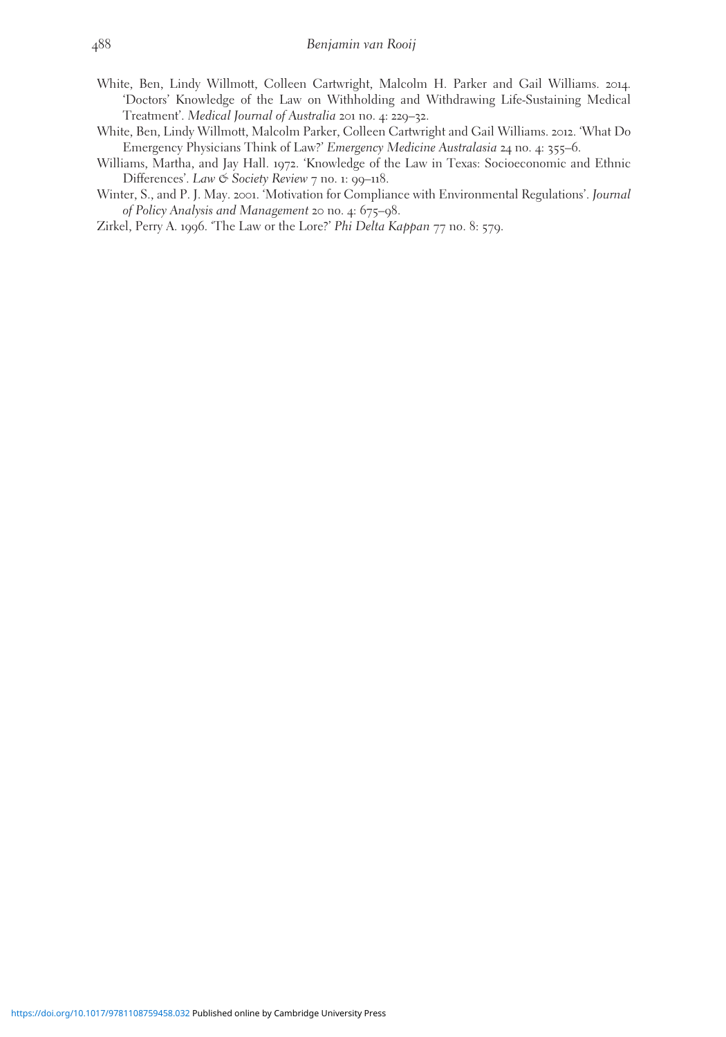White, Ben, Lindy Willmott, Colleen Cartwright, Malcolm H. Parker and Gail Williams. 2014. 'Doctors' Knowledge of the Law on Withholding and Withdrawing Life-Sustaining Medical Treatment'. *Medical Journal of Australia* 201 no. 4: 229–32.

White, Ben, Lindy Willmott, Malcolm Parker, Colleen Cartwright and Gail Williams. 2012. 'What Do Emergency Physicians Think of Law?' *Emergency Medicine Australasia* 24 no. 4: 355–6.

Williams, Martha, and Jay Hall. 1972. 'Knowledge of the Law in Texas: Socioeconomic and Ethnic Differences'. *Law & Society Review* 7 no. 1: 99–118.

Winter, S., and P. J. May. 2001. 'Motivation for Compliance with Environmental Regulations'. *Journal of Policy Analysis and Management* 20 no. 4: 675–98.

Zirkel, Perry A. 1996. 'The Law or the Lore?' *Phi Delta Kappan* 77 no. 8: 579.